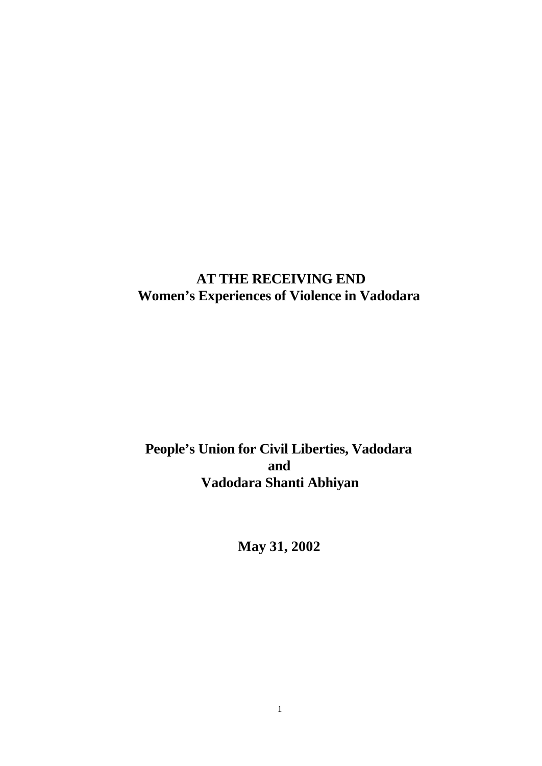# AT THE RECEIVING END
## Women's Experiences of Violence in Vadodara

**People's Union for Civil Liberties, Vadodara**
**and**
**Vadodara Shanti Abhiyan**

**May 31, 2002**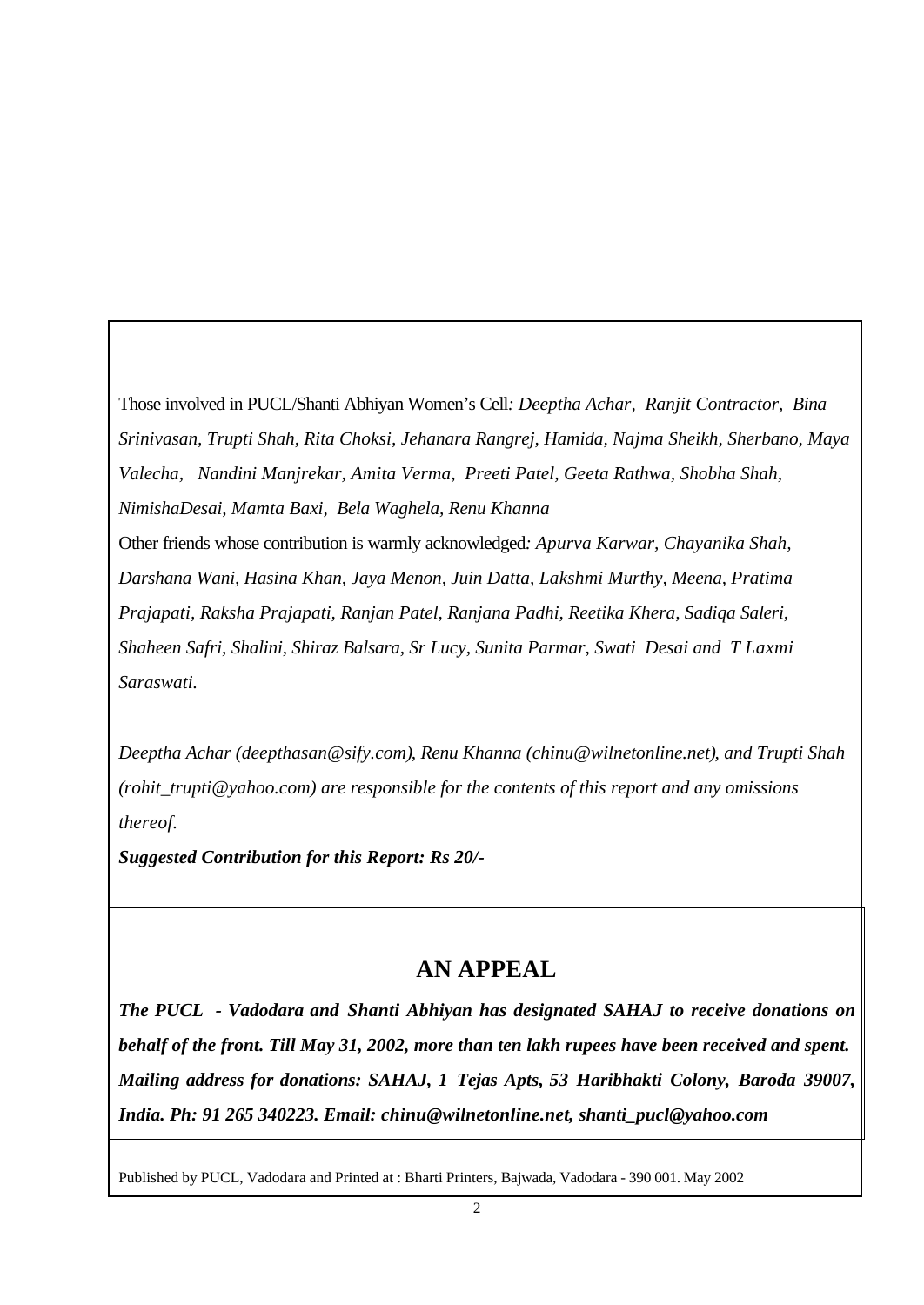Those involved in PUCL/Shanti Abhiyan Women's Cell*: Deeptha Achar, Ranjit Contractor, Bina Srinivasan, Trupti Shah, Rita Choksi, Jehanara Rangrej, Hamida, Najma Sheikh, Sherbano, Maya Valecha, Nandini Manjrekar, Amita Verma, Preeti Patel, Geeta Rathwa, Shobha Shah, NimishaDesai, Mamta Baxi, Bela Waghela, Renu Khanna*

Other friends whose contribution is warmly acknowledged*: Apurva Karwar, Chayanika Shah, Darshana Wani, Hasina Khan, Jaya Menon, Juin Datta, Lakshmi Murthy, Meena, Pratima Prajapati, Raksha Prajapati, Ranjan Patel, Ranjana Padhi, Reetika Khera, Sadiqa Saleri, Shaheen Safri, Shalini, Shiraz Balsara, Sr Lucy, Sunita Parmar, Swati Desai and T Laxmi Saraswati.*

*Deeptha Achar (deepthasan@sify.com), Renu Khanna (chinu@wilnetonline.net), and Trupti Shah (rohit_trupti@yahoo.com) are responsible for the contents of this report and any omissions thereof.*

***Suggested Contribution for this Report: Rs 20/-***

## AN APPEAL

***The PUCL - Vadodara and Shanti Abhiyan has designated SAHAJ to receive donations on behalf of the front. Till May 31, 2002, more than ten lakh rupees have been received and spent. Mailing address for donations: SAHAJ, 1 Tejas Apts, 53 Haribhakti Colony, Baroda 39007, India. Ph: 91 265 340223. Email: chinu@wilnetonline.net, shanti_pucl@yahoo.com***

Published by PUCL, Vadodara and Printed at : Bharti Printers, Bajwada, Vadodara - 390 001. May 2002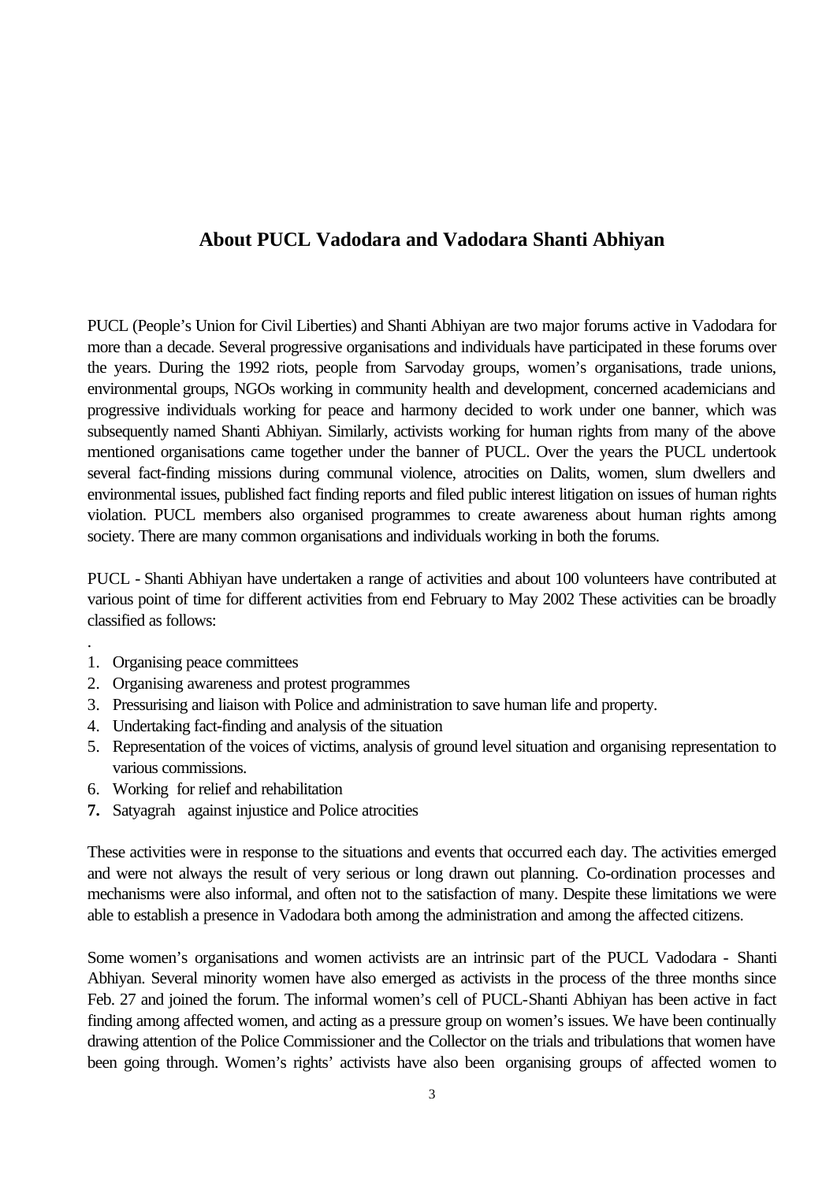## About PUCL Vadodara and Vadodara Shanti Abhiyan

PUCL (People's Union for Civil Liberties) and Shanti Abhiyan are two major forums active in Vadodara for more than a decade. Several progressive organisations and individuals have participated in these forums over the years. During the 1992 riots, people from Sarvoday groups, women's organisations, trade unions, environmental groups, NGOs working in community health and development, concerned academicians and progressive individuals working for peace and harmony decided to work under one banner, which was subsequently named Shanti Abhiyan. Similarly, activists working for human rights from many of the above mentioned organisations came together under the banner of PUCL. Over the years the PUCL undertook several fact-finding missions during communal violence, atrocities on Dalits, women, slum dwellers and environmental issues, published fact finding reports and filed public interest litigation on issues of human rights violation. PUCL members also organised programmes to create awareness about human rights among society. There are many common organisations and individuals working in both the forums.

PUCL - Shanti Abhiyan have undertaken a range of activities and about 100 volunteers have contributed at various point of time for different activities from end February to May 2002 These activities can be broadly classified as follows:

.

1. Organising peace committees
2. Organising awareness and protest programmes
3. Pressurising and liaison with Police and administration to save human life and property.
4. Undertaking fact-finding and analysis of the situation
5. Representation of the voices of victims, analysis of ground level situation and organising representation to various commissions.
6. Working for relief and rehabilitation
7. Satyagrah against injustice and Police atrocities

These activities were in response to the situations and events that occurred each day. The activities emerged and were not always the result of very serious or long drawn out planning. Co-ordination processes and mechanisms were also informal, and often not to the satisfaction of many. Despite these limitations we were able to establish a presence in Vadodara both among the administration and among the affected citizens.

Some women's organisations and women activists are an intrinsic part of the PUCL Vadodara - Shanti Abhiyan. Several minority women have also emerged as activists in the process of the three months since Feb. 27 and joined the forum. The informal women's cell of PUCL-Shanti Abhiyan has been active in fact finding among affected women, and acting as a pressure group on women's issues. We have been continually drawing attention of the Police Commissioner and the Collector on the trials and tribulations that women have been going through. Women's rights' activists have also been organising groups of affected women to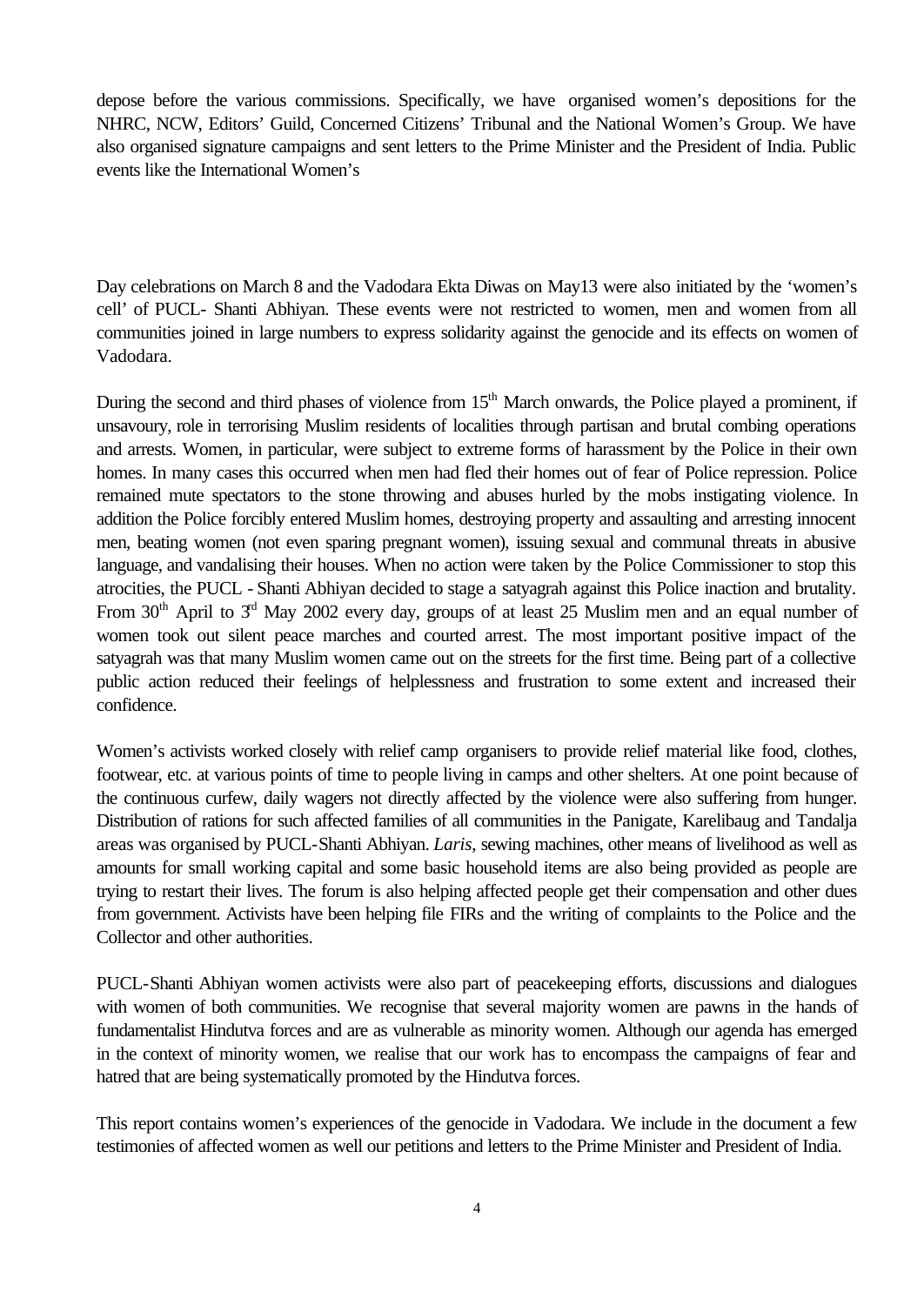depose before the various commissions. Specifically, we have organised women's depositions for the NHRC, NCW, Editors' Guild, Concerned Citizens' Tribunal and the National Women's Group. We have also organised signature campaigns and sent letters to the Prime Minister and the President of India. Public events like the International Women's

Day celebrations on March 8 and the Vadodara Ekta Diwas on May13 were also initiated by the 'women's cell' of PUCL- Shanti Abhiyan. These events were not restricted to women, men and women from all communities joined in large numbers to express solidarity against the genocide and its effects on women of Vadodara.

During the second and third phases of violence from 15th March onwards, the Police played a prominent, if unsavoury, role in terrorising Muslim residents of localities through partisan and brutal combing operations and arrests. Women, in particular, were subject to extreme forms of harassment by the Police in their own homes. In many cases this occurred when men had fled their homes out of fear of Police repression. Police remained mute spectators to the stone throwing and abuses hurled by the mobs instigating violence. In addition the Police forcibly entered Muslim homes, destroying property and assaulting and arresting innocent men, beating women (not even sparing pregnant women), issuing sexual and communal threats in abusive language, and vandalising their houses. When no action were taken by the Police Commissioner to stop this atrocities, the PUCL - Shanti Abhiyan decided to stage a satyagrah against this Police inaction and brutality. From 30th April to 3rd May 2002 every day, groups of at least 25 Muslim men and an equal number of women took out silent peace marches and courted arrest. The most important positive impact of the satyagrah was that many Muslim women came out on the streets for the first time. Being part of a collective public action reduced their feelings of helplessness and frustration to some extent and increased their confidence.

Women's activists worked closely with relief camp organisers to provide relief material like food, clothes, footwear, etc. at various points of time to people living in camps and other shelters. At one point because of the continuous curfew, daily wagers not directly affected by the violence were also suffering from hunger. Distribution of rations for such affected families of all communities in the Panigate, Karelibaug and Tandalja areas was organised by PUCL-Shanti Abhiyan. *Laris*, sewing machines, other means of livelihood as well as amounts for small working capital and some basic household items are also being provided as people are trying to restart their lives. The forum is also helping affected people get their compensation and other dues from government. Activists have been helping file FIRs and the writing of complaints to the Police and the Collector and other authorities.

PUCL-Shanti Abhiyan women activists were also part of peacekeeping efforts, discussions and dialogues with women of both communities. We recognise that several majority women are pawns in the hands of fundamentalist Hindutva forces and are as vulnerable as minority women. Although our agenda has emerged in the context of minority women, we realise that our work has to encompass the campaigns of fear and hatred that are being systematically promoted by the Hindutva forces.

This report contains women's experiences of the genocide in Vadodara. We include in the document a few testimonies of affected women as well our petitions and letters to the Prime Minister and President of India.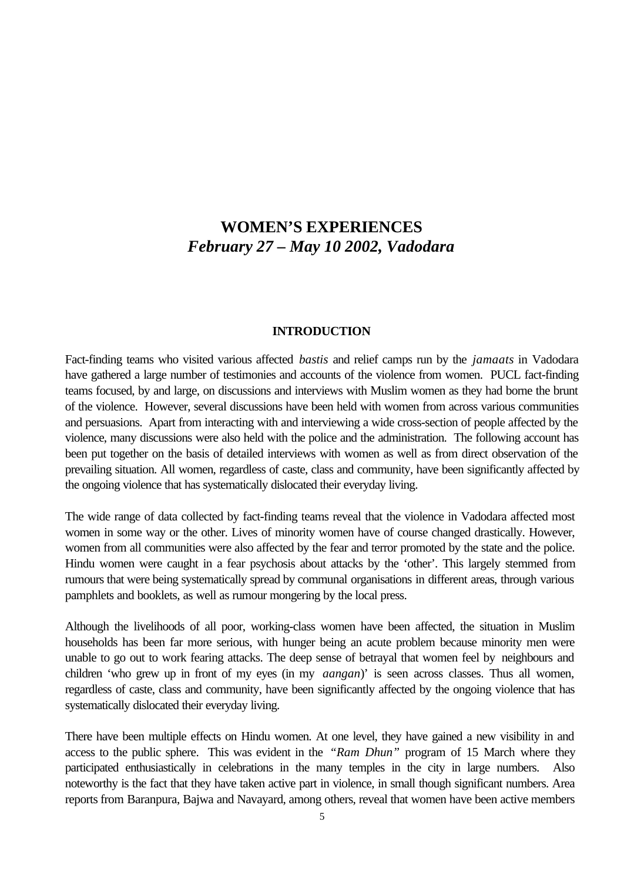# WOMEN'S EXPERIENCES
## *February 27 – May 10 2002, Vadodara*

### INTRODUCTION

Fact-finding teams who visited various affected *bastis* and relief camps run by the *jamaats* in Vadodara have gathered a large number of testimonies and accounts of the violence from women. PUCL fact-finding teams focused, by and large, on discussions and interviews with Muslim women as they had borne the brunt of the violence. However, several discussions have been held with women from across various communities and persuasions. Apart from interacting with and interviewing a wide cross-section of people affected by the violence, many discussions were also held with the police and the administration. The following account has been put together on the basis of detailed interviews with women as well as from direct observation of the prevailing situation. All women, regardless of caste, class and community, have been significantly affected by the ongoing violence that has systematically dislocated their everyday living.

The wide range of data collected by fact-finding teams reveal that the violence in Vadodara affected most women in some way or the other. Lives of minority women have of course changed drastically. However, women from all communities were also affected by the fear and terror promoted by the state and the police. Hindu women were caught in a fear psychosis about attacks by the 'other'. This largely stemmed from rumours that were being systematically spread by communal organisations in different areas, through various pamphlets and booklets, as well as rumour mongering by the local press.

Although the livelihoods of all poor, working-class women have been affected, the situation in Muslim households has been far more serious, with hunger being an acute problem because minority men were unable to go out to work fearing attacks. The deep sense of betrayal that women feel by neighbours and children 'who grew up in front of my eyes (in my *aangan*)' is seen across classes. Thus all women, regardless of caste, class and community, have been significantly affected by the ongoing violence that has systematically dislocated their everyday living.

There have been multiple effects on Hindu women. At one level, they have gained a new visibility in and access to the public sphere. This was evident in the *"Ram Dhun"* program of 15 March where they participated enthusiastically in celebrations in the many temples in the city in large numbers. Also noteworthy is the fact that they have taken active part in violence, in small though significant numbers. Area reports from Baranpura, Bajwa and Navayard, among others, reveal that women have been active members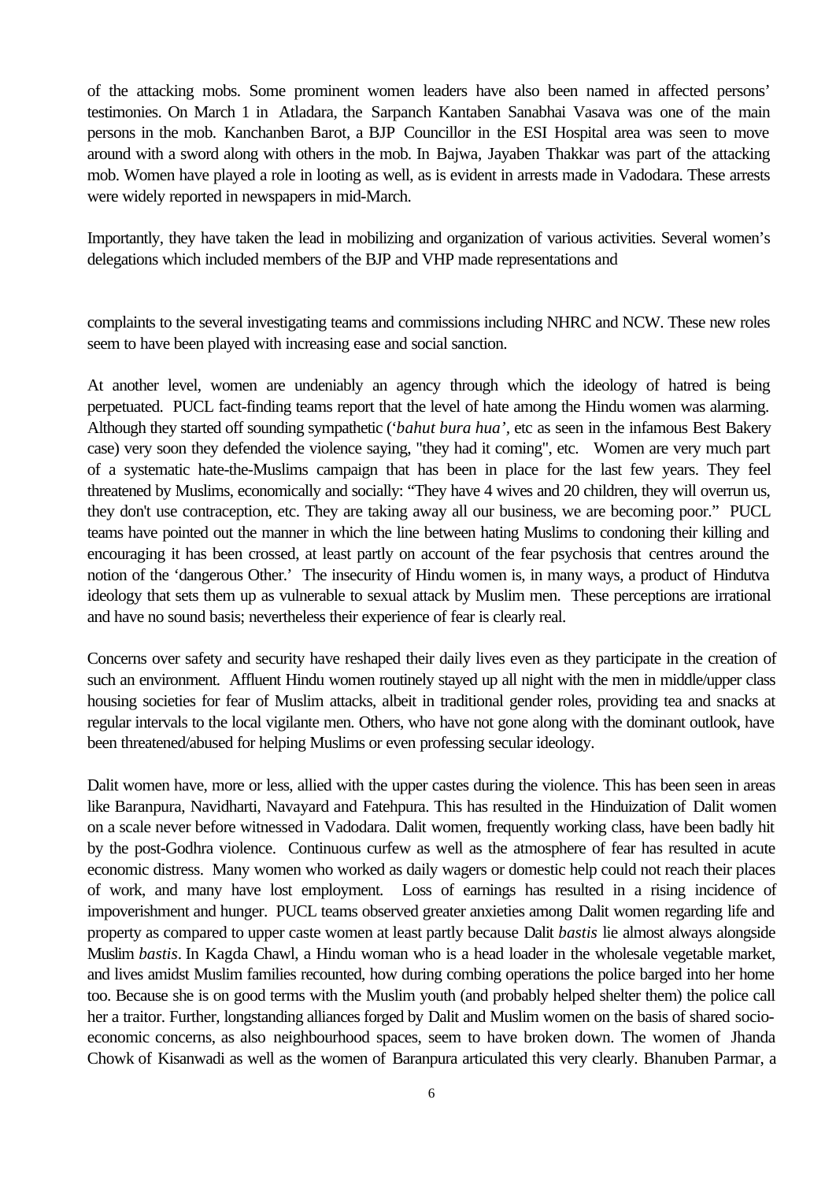of the attacking mobs. Some prominent women leaders have also been named in affected persons' testimonies. On March 1 in Atladara, the Sarpanch Kantaben Sanabhai Vasava was one of the main persons in the mob. Kanchanben Barot, a BJP Councillor in the ESI Hospital area was seen to move around with a sword along with others in the mob. In Bajwa, Jayaben Thakkar was part of the attacking mob. Women have played a role in looting as well, as is evident in arrests made in Vadodara. These arrests were widely reported in newspapers in mid-March.

Importantly, they have taken the lead in mobilizing and organization of various activities. Several women's delegations which included members of the BJP and VHP made representations and complaints to the several investigating teams and commissions including NHRC and NCW. These new roles seem to have been played with increasing ease and social sanction.

At another level, women are undeniably an agency through which the ideology of hatred is being perpetuated. PUCL fact-finding teams report that the level of hate among the Hindu women was alarming. Although they started off sounding sympathetic ('*bahut bura hua'*, etc as seen in the infamous Best Bakery case) very soon they defended the violence saying, "they had it coming", etc. Women are very much part of a systematic hate-the-Muslims campaign that has been in place for the last few years. They feel threatened by Muslims, economically and socially: "They have 4 wives and 20 children, they will overrun us, they don't use contraception, etc. They are taking away all our business, we are becoming poor." PUCL teams have pointed out the manner in which the line between hating Muslims to condoning their killing and encouraging it has been crossed, at least partly on account of the fear psychosis that centres around the notion of the 'dangerous Other.' The insecurity of Hindu women is, in many ways, a product of Hindutva ideology that sets them up as vulnerable to sexual attack by Muslim men. These perceptions are irrational and have no sound basis; nevertheless their experience of fear is clearly real.

Concerns over safety and security have reshaped their daily lives even as they participate in the creation of such an environment. Affluent Hindu women routinely stayed up all night with the men in middle/upper class housing societies for fear of Muslim attacks, albeit in traditional gender roles, providing tea and snacks at regular intervals to the local vigilante men. Others, who have not gone along with the dominant outlook, have been threatened/abused for helping Muslims or even professing secular ideology.

Dalit women have, more or less, allied with the upper castes during the violence. This has been seen in areas like Baranpura, Navidharti, Navayard and Fatehpura. This has resulted in the Hinduization of Dalit women on a scale never before witnessed in Vadodara. Dalit women, frequently working class, have been badly hit by the post-Godhra violence. Continuous curfew as well as the atmosphere of fear has resulted in acute economic distress. Many women who worked as daily wagers or domestic help could not reach their places of work, and many have lost employment. Loss of earnings has resulted in a rising incidence of impoverishment and hunger. PUCL teams observed greater anxieties among Dalit women regarding life and property as compared to upper caste women at least partly because Dalit *bastis* lie almost always alongside Muslim *bastis*. In Kagda Chawl, a Hindu woman who is a head loader in the wholesale vegetable market, and lives amidst Muslim families recounted, how during combing operations the police barged into her home too. Because she is on good terms with the Muslim youth (and probably helped shelter them) the police call her a traitor. Further, longstanding alliances forged by Dalit and Muslim women on the basis of shared socio-economic concerns, as also neighbourhood spaces, seem to have broken down. The women of Jhanda Chowk of Kisanwadi as well as the women of Baranpura articulated this very clearly. Bhanuben Parmar, a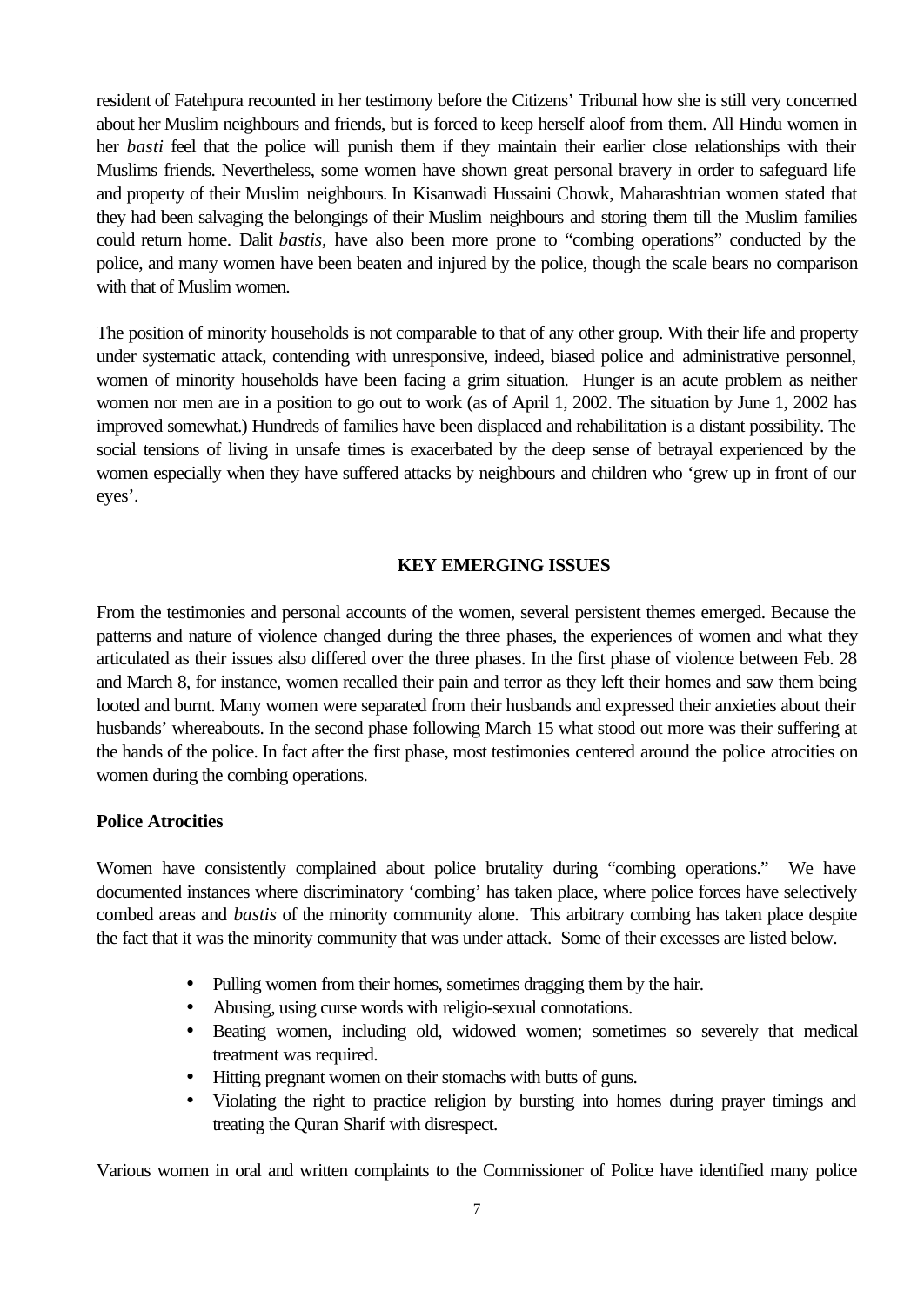resident of Fatehpura recounted in her testimony before the Citizens' Tribunal how she is still very concerned about her Muslim neighbours and friends, but is forced to keep herself aloof from them. All Hindu women in her *basti* feel that the police will punish them if they maintain their earlier close relationships with their Muslims friends. Nevertheless, some women have shown great personal bravery in order to safeguard life and property of their Muslim neighbours. In Kisanwadi Hussaini Chowk, Maharashtrian women stated that they had been salvaging the belongings of their Muslim neighbours and storing them till the Muslim families could return home. Dalit *bastis*, have also been more prone to "combing operations" conducted by the police, and many women have been beaten and injured by the police, though the scale bears no comparison with that of Muslim women.

The position of minority households is not comparable to that of any other group. With their life and property under systematic attack, contending with unresponsive, indeed, biased police and administrative personnel, women of minority households have been facing a grim situation. Hunger is an acute problem as neither women nor men are in a position to go out to work (as of April 1, 2002. The situation by June 1, 2002 has improved somewhat.) Hundreds of families have been displaced and rehabilitation is a distant possibility. The social tensions of living in unsafe times is exacerbated by the deep sense of betrayal experienced by the women especially when they have suffered attacks by neighbours and children who 'grew up in front of our eyes'.

## KEY EMERGING ISSUES

From the testimonies and personal accounts of the women, several persistent themes emerged. Because the patterns and nature of violence changed during the three phases, the experiences of women and what they articulated as their issues also differed over the three phases. In the first phase of violence between Feb. 28 and March 8, for instance, women recalled their pain and terror as they left their homes and saw them being looted and burnt. Many women were separated from their husbands and expressed their anxieties about their husbands' whereabouts. In the second phase following March 15 what stood out more was their suffering at the hands of the police. In fact after the first phase, most testimonies centered around the police atrocities on women during the combing operations.

### Police Atrocities

Women have consistently complained about police brutality during "combing operations." We have documented instances where discriminatory 'combing' has taken place, where police forces have selectively combed areas and *bastis* of the minority community alone. This arbitrary combing has taken place despite the fact that it was the minority community that was under attack. Some of their excesses are listed below.

- Pulling women from their homes, sometimes dragging them by the hair.
- Abusing, using curse words with religio-sexual connotations.
- Beating women, including old, widowed women; sometimes so severely that medical treatment was required.
- Hitting pregnant women on their stomachs with butts of guns.
- Violating the right to practice religion by bursting into homes during prayer timings and treating the Quran Sharif with disrespect.

Various women in oral and written complaints to the Commissioner of Police have identified many police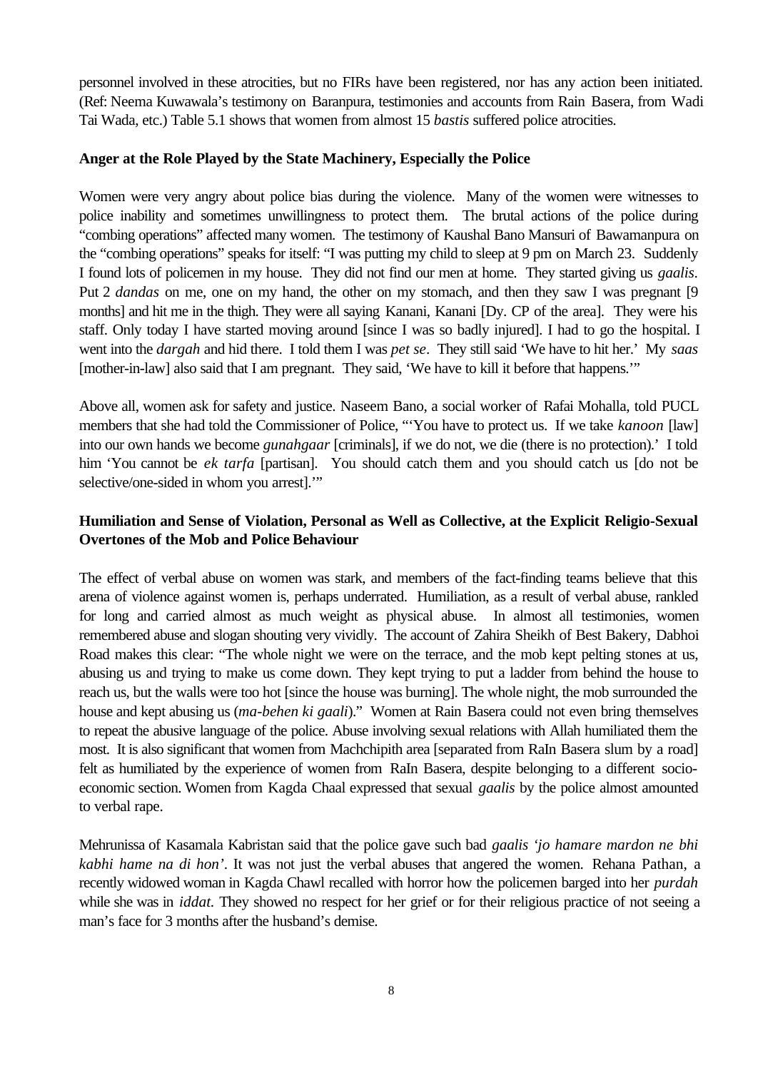personnel involved in these atrocities, but no FIRs have been registered, nor has any action been initiated. (Ref: Neema Kuwawala's testimony on Baranpura, testimonies and accounts from Rain Basera, from Wadi Tai Wada, etc.) Table 5.1 shows that women from almost 15 *bastis* suffered police atrocities.

### Anger at the Role Played by the State Machinery, Especially the Police

Women were very angry about police bias during the violence. Many of the women were witnesses to police inability and sometimes unwillingness to protect them. The brutal actions of the police during "combing operations" affected many women. The testimony of Kaushal Bano Mansuri of Bawamanpura on the "combing operations" speaks for itself: "I was putting my child to sleep at 9 pm on March 23. Suddenly I found lots of policemen in my house. They did not find our men at home. They started giving us *gaalis*. Put 2 *dandas* on me, one on my hand, the other on my stomach, and then they saw I was pregnant [9 months] and hit me in the thigh. They were all saying Kanani, Kanani [Dy. CP of the area]. They were his staff. Only today I have started moving around [since I was so badly injured]. I had to go the hospital. I went into the *dargah* and hid there. I told them I was *pet se*. They still said 'We have to hit her.' My *saas* [mother-in-law] also said that I am pregnant. They said, 'We have to kill it before that happens.'"

Above all, women ask for safety and justice. Naseem Bano, a social worker of Rafai Mohalla, told PUCL members that she had told the Commissioner of Police, "'You have to protect us. If we take *kanoon* [law] into our own hands we become *gunahgaar* [criminals], if we do not, we die (there is no protection).' I told him 'You cannot be *ek tarfa* [partisan]. You should catch them and you should catch us [do not be selective/one-sided in whom you arrest].'"

### Humiliation and Sense of Violation, Personal as Well as Collective, at the Explicit Religio-Sexual Overtones of the Mob and Police Behaviour

The effect of verbal abuse on women was stark, and members of the fact-finding teams believe that this arena of violence against women is, perhaps underrated. Humiliation, as a result of verbal abuse, rankled for long and carried almost as much weight as physical abuse. In almost all testimonies, women remembered abuse and slogan shouting very vividly. The account of Zahira Sheikh of Best Bakery, Dabhoi Road makes this clear: "The whole night we were on the terrace, and the mob kept pelting stones at us, abusing us and trying to make us come down. They kept trying to put a ladder from behind the house to reach us, but the walls were too hot [since the house was burning]. The whole night, the mob surrounded the house and kept abusing us (*ma-behen ki gaali*)." Women at Rain Basera could not even bring themselves to repeat the abusive language of the police. Abuse involving sexual relations with Allah humiliated them the most. It is also significant that women from Machchipith area [separated from RaIn Basera slum by a road] felt as humiliated by the experience of women from RaIn Basera, despite belonging to a different socio-economic section. Women from Kagda Chaal expressed that sexual *gaalis* by the police almost amounted to verbal rape.

Mehrunissa of Kasamala Kabristan said that the police gave such bad *gaalis 'jo hamare mardon ne bhi kabhi hame na di hon'*. It was not just the verbal abuses that angered the women. Rehana Pathan, a recently widowed woman in Kagda Chawl recalled with horror how the policemen barged into her *purdah* while she was in *iddat*. They showed no respect for her grief or for their religious practice of not seeing a man's face for 3 months after the husband's demise.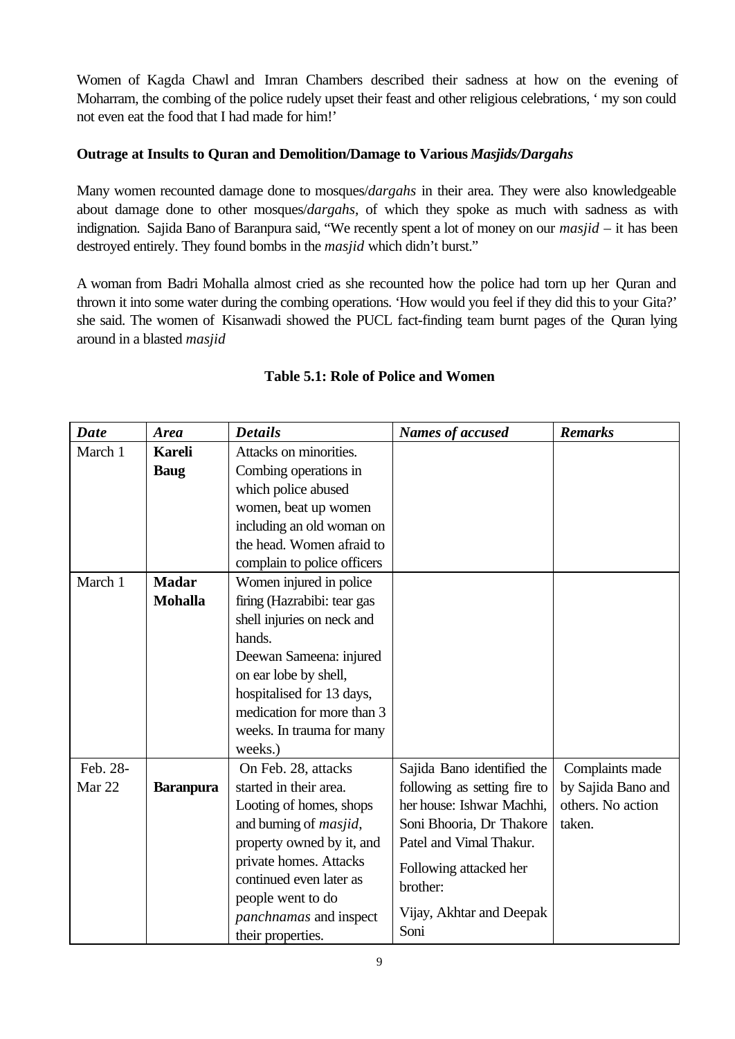Women of Kagda Chawl and Imran Chambers described their sadness at how on the evening of Moharram, the combing of the police rudely upset their feast and other religious celebrations, ' my son could not even eat the food that I had made for him!'

**Outrage at Insults to Quran and Demolition/Damage to Various *Masjids/Dargahs***

Many women recounted damage done to mosques/*dargahs* in their area. They were also knowledgeable about damage done to other mosques/*dargahs*, of which they spoke as much with sadness as with indignation. Sajida Bano of Baranpura said, "We recently spent a lot of money on our *masjid* – it has been destroyed entirely. They found bombs in the *masjid* which didn't burst."

A woman from Badri Mohalla almost cried as she recounted how the police had torn up her Quran and thrown it into some water during the combing operations. 'How would you feel if they did this to your Gita?' she said. The women of Kisanwadi showed the PUCL fact-finding team burnt pages of the Quran lying around in a blasted *masjid*

**Table 5.1: Role of Police and Women**

| ***Date*** | ***Area*** | ***Details*** | ***Names of accused*** | ***Remarks*** |
|---|---|---|---|---|
| March 1 | **Kareli Baug** | Attacks on minorities. Combing operations in which police abused women, beat up women including an old woman on the head. Women afraid to complain to police officers | | |
| March 1 | **Madar Mohalla** | Women injured in police firing (Hazrabibi: tear gas shell injuries on neck and hands. Deewan Sameena: injured on ear lobe by shell, hospitalised for 13 days, medication for more than 3 weeks. In trauma for many weeks.) | | |
| Feb. 28- Mar 22 | **Baranpura** | On Feb. 28, attacks started in their area. Looting of homes, shops and burning of *masjid*, property owned by it, and private homes. Attacks continued even later as people went to do *panchnamas* and inspect their properties. | Sajida Bano identified the following as setting fire to her house: Ishwar Machhi, Soni Bhooria, Dr Thakore Patel and Vimal Thakur. Following attacked her brother: Vijay, Akhtar and Deepak Soni | Complaints made by Sajida Bano and others. No action taken. |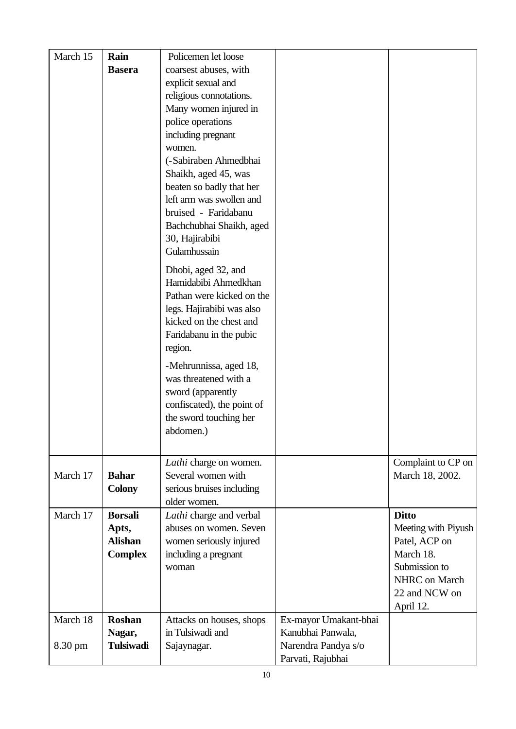| March 15 | **Rain Basera** | Policemen let loose coarsest abuses, with explicit sexual and religious connotations. Many women injured in police operations including pregnant women. (-Sabiraben Ahmedbhai Shaikh, aged 45, was beaten so badly that her left arm was swollen and bruised - Faridabanu Bachchubhai Shaikh, aged 30, Hajirabibi Gulamhussain Dhobi, aged 32, and Hamidabibi Ahmedkhan Pathan were kicked on the legs. Hajirabibi was also kicked on the chest and Faridabanu in the pubic region. -Mehrunnissa, aged 18, was threatened with a sword (apparently confiscated), the point of the sword touching her abdomen.) | | |
|---|---|---|---|---|
| March 17 | **Bahar Colony** | *Lathi* charge on women. Several women with serious bruises including older women. | | Complaint to CP on March 18, 2002. |
| March 17 | **Borsali Apts, Alishan Complex** | *Lathi* charge and verbal abuses on women. Seven women seriously injured including a pregnant woman | | **Ditto** Meeting with Piyush Patel, ACP on March 18. Submission to NHRC on March 22 and NCW on April 12. |
| March 18 8.30 pm | **Roshan Nagar, Tulsiwadi** | Attacks on houses, shops in Tulsiwadi and Sajaynagar. | Ex-mayor Umakant-bhai Kanubhai Panwala, Narendra Pandya s/o Parvati, Rajubhai | |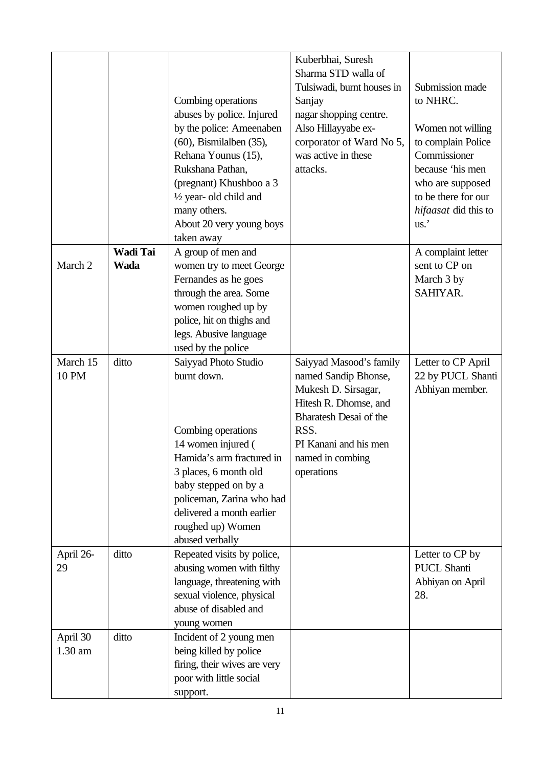| | | | | |
|---|---|---|---|---|
| | | Combing operations abuses by police. Injured by the police: Ameenaben (60), Bismilalben (35), Rehana Younus (15), Rukshana Pathan, (pregnant) Khushboo a 3 ½ year- old child and many others. About 20 very young boys taken away | Kuberbhai, Suresh Sharma STD walla of Tulsiwadi, burnt houses in Sanjay nagar shopping centre. Also Hillayyabe ex-corporator of Ward No 5, was active in these attacks. | Submission made to NHRC. Women not willing to complain Police Commissioner because 'his men who are supposed to be there for our *hifaasat* did this to us.' |
| March 2 | **Wadi Tai Wada** | A group of men and women try to meet George Fernandes as he goes through the area. Some women roughed up by police, hit on thighs and legs. Abusive language used by the police | | A complaint letter sent to CP on March 3 by SAHIYAR. |
| March 15 10 PM | ditto | Saiyyad Photo Studio burnt down. Combing operations 14 women injured ( Hamida's arm fractured in 3 places, 6 month old baby stepped on by a policeman, Zarina who had delivered a month earlier roughed up) Women abused verbally | Saiyyad Masood's family named Sandip Bhonse, Mukesh D. Sirsagar, Hitesh R. Dhomse, and Bharatesh Desai of the RSS. PI Kanani and his men named in combing operations | Letter to CP April 22 by PUCL Shanti Abhiyan member. |
| April 26-29 | ditto | Repeated visits by police, abusing women with filthy language, threatening with sexual violence, physical abuse of disabled and young women | | Letter to CP by PUCL Shanti Abhiyan on April 28. |
| April 30 1.30 am | ditto | Incident of 2 young men being killed by police firing, their wives are very poor with little social support. | | |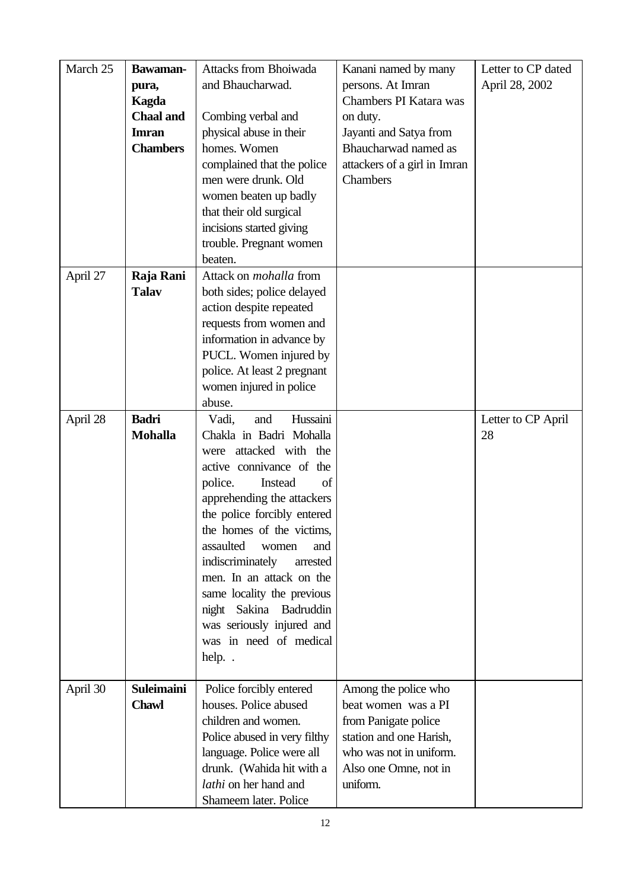| March 25 | **Bawaman-pura, Kagda Chaal and Imran Chambers** | Attacks from Bhoiwada and Bhaucharwad.<br><br>Combing verbal and physical abuse in their homes. Women complained that the police men were drunk. Old women beaten up badly that their old surgical incisions started giving trouble. Pregnant women beaten. | Kanani named by many persons. At Imran Chambers PI Katara was on duty.<br>Jayanti and Satya from Bhaucharwad named as attackers of a girl in Imran Chambers | Letter to CP dated April 28, 2002 |
|---|---|---|---|---|
| April 27 | **Raja Rani Talav** | Attack on *mohalla* from both sides; police delayed action despite repeated requests from women and information in advance by PUCL. Women injured by police. At least 2 pregnant women injured in police abuse. | | |
| April 28 | **Badri Mohalla** | Vadi, and Hussaini Chakla in Badri Mohalla were attacked with the active connivance of the police. Instead of apprehending the attackers the police forcibly entered the homes of the victims, assaulted women and indiscriminately arrested men. In an attack on the same locality the previous night Sakina Badruddin was seriously injured and was in need of medical help. . | | Letter to CP April 28 |
| April 30 | **Suleimaini Chawl** | Police forcibly entered houses. Police abused children and women. Police abused in very filthy language. Police were all drunk. (Wahida hit with a *lathi* on her hand and Shameem later. Police | Among the police who beat women was a PI from Panigate police station and one Harish, who was not in uniform. Also one Omne, not in uniform. | |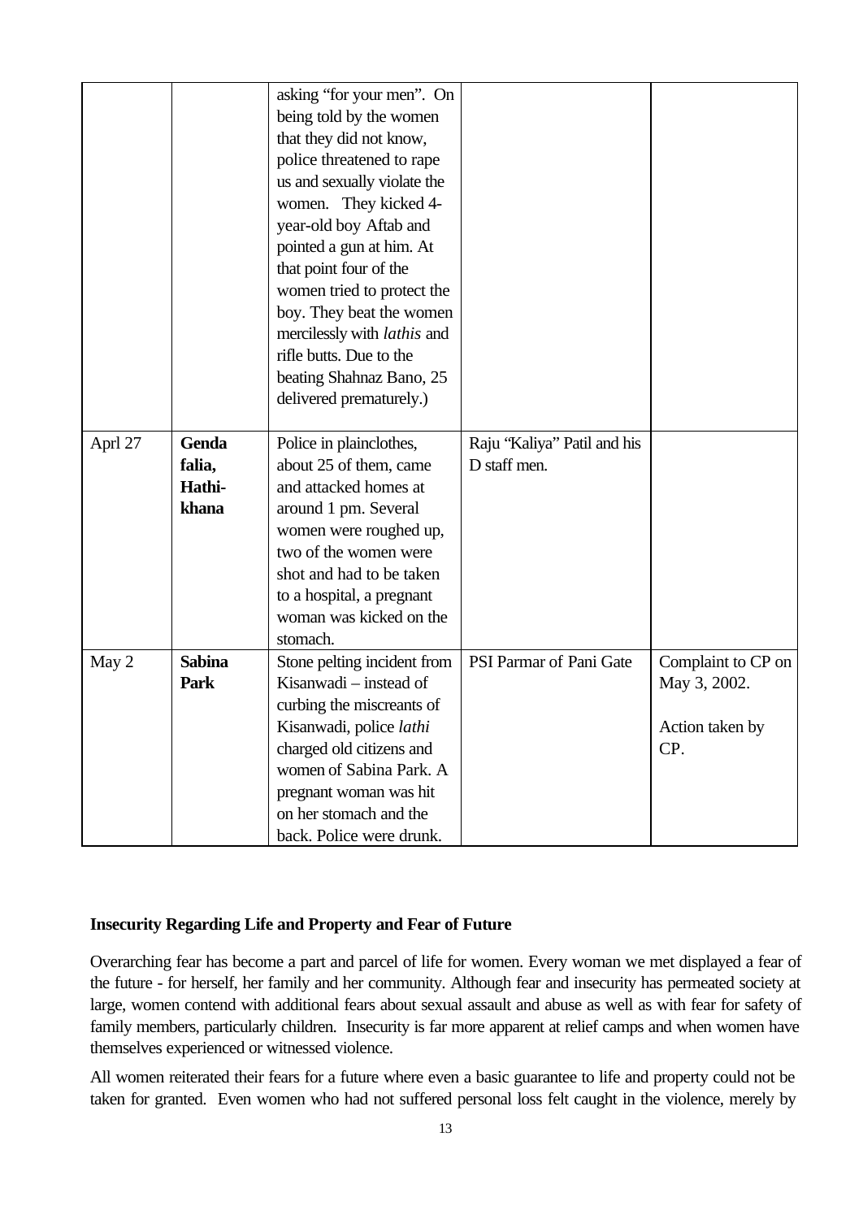| | | | | |
|---|---|---|---|---|
| | | asking "for your men". On being told by the women that they did not know, police threatened to rape us and sexually violate the women. They kicked 4-year-old boy Aftab and pointed a gun at him. At that point four of the women tried to protect the boy. They beat the women mercilessly with *lathis* and rifle butts. Due to the beating Shahnaz Bano, 25 delivered prematurely.) | | |
| Aprl 27 | **Genda falia, Hathi-khana** | Police in plainclothes, about 25 of them, came and attacked homes at around 1 pm. Several women were roughed up, two of the women were shot and had to be taken to a hospital, a pregnant woman was kicked on the stomach. | Raju "Kaliya" Patil and his D staff men. | |
| May 2 | **Sabina Park** | Stone pelting incident from Kisanwadi – instead of curbing the miscreants of Kisanwadi, police *lathi* charged old citizens and women of Sabina Park. A pregnant woman was hit on her stomach and the back. Police were drunk. | PSI Parmar of Pani Gate | Complaint to CP on May 3, 2002.<br><br>Action taken by CP. |

**Insecurity Regarding Life and Property and Fear of Future**

Overarching fear has become a part and parcel of life for women. Every woman we met displayed a fear of the future - for herself, her family and her community. Although fear and insecurity has permeated society at large, women contend with additional fears about sexual assault and abuse as well as with fear for safety of family members, particularly children. Insecurity is far more apparent at relief camps and when women have themselves experienced or witnessed violence.

All women reiterated their fears for a future where even a basic guarantee to life and property could not be taken for granted. Even women who had not suffered personal loss felt caught in the violence, merely by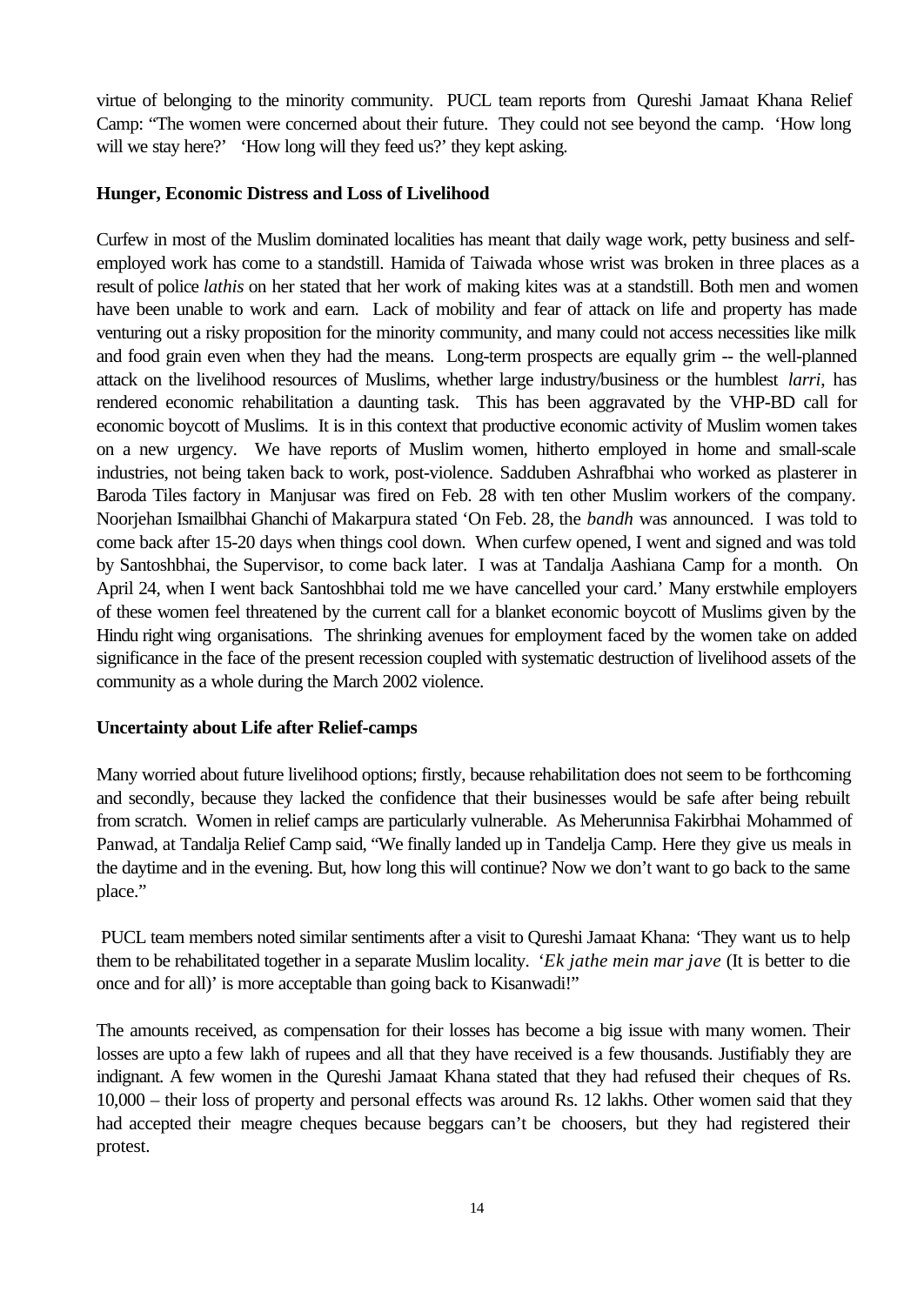virtue of belonging to the minority community. PUCL team reports from Qureshi Jamaat Khana Relief Camp: "The women were concerned about their future. They could not see beyond the camp. 'How long will we stay here?' 'How long will they feed us?' they kept asking.

**Hunger, Economic Distress and Loss of Livelihood**

Curfew in most of the Muslim dominated localities has meant that daily wage work, petty business and self-employed work has come to a standstill. Hamida of Taiwada whose wrist was broken in three places as a result of police *lathis* on her stated that her work of making kites was at a standstill. Both men and women have been unable to work and earn. Lack of mobility and fear of attack on life and property has made venturing out a risky proposition for the minority community, and many could not access necessities like milk and food grain even when they had the means. Long-term prospects are equally grim -- the well-planned attack on the livelihood resources of Muslims, whether large industry/business or the humblest *larri*, has rendered economic rehabilitation a daunting task. This has been aggravated by the VHP-BD call for economic boycott of Muslims. It is in this context that productive economic activity of Muslim women takes on a new urgency. We have reports of Muslim women, hitherto employed in home and small-scale industries, not being taken back to work, post-violence. Sadduben Ashrafbhai who worked as plasterer in Baroda Tiles factory in Manjusar was fired on Feb. 28 with ten other Muslim workers of the company. Noorjehan Ismailbhai Ghanchi of Makarpura stated 'On Feb. 28, the *bandh* was announced. I was told to come back after 15-20 days when things cool down. When curfew opened, I went and signed and was told by Santoshbhai, the Supervisor, to come back later. I was at Tandalja Aashiana Camp for a month. On April 24, when I went back Santoshbhai told me we have cancelled your card.' Many erstwhile employers of these women feel threatened by the current call for a blanket economic boycott of Muslims given by the Hindu right wing organisations. The shrinking avenues for employment faced by the women take on added significance in the face of the present recession coupled with systematic destruction of livelihood assets of the community as a whole during the March 2002 violence.

**Uncertainty about Life after Relief-camps**

Many worried about future livelihood options; firstly, because rehabilitation does not seem to be forthcoming and secondly, because they lacked the confidence that their businesses would be safe after being rebuilt from scratch. Women in relief camps are particularly vulnerable. As Meherunnisa Fakirbhai Mohammed of Panwad, at Tandalja Relief Camp said, "We finally landed up in Tandelja Camp. Here they give us meals in the daytime and in the evening. But, how long this will continue? Now we don't want to go back to the same place."

PUCL team members noted similar sentiments after a visit to Qureshi Jamaat Khana: 'They want us to help them to be rehabilitated together in a separate Muslim locality. '*Ek jathe mein mar jave* (It is better to die once and for all)' is more acceptable than going back to Kisanwadi!"

The amounts received, as compensation for their losses has become a big issue with many women. Their losses are upto a few lakh of rupees and all that they have received is a few thousands. Justifiably they are indignant. A few women in the Qureshi Jamaat Khana stated that they had refused their cheques of Rs. 10,000 – their loss of property and personal effects was around Rs. 12 lakhs. Other women said that they had accepted their meagre cheques because beggars can't be choosers, but they had registered their protest.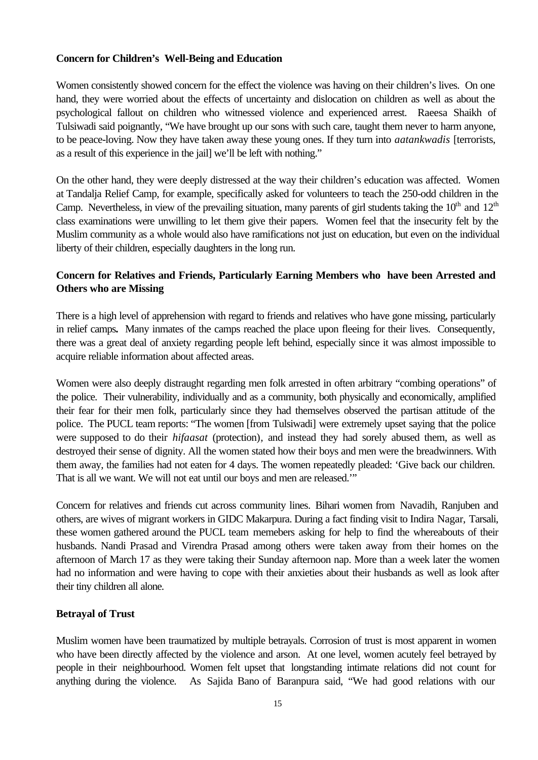**Concern for Children's Well-Being and Education**

Women consistently showed concern for the effect the violence was having on their children's lives. On one hand, they were worried about the effects of uncertainty and dislocation on children as well as about the psychological fallout on children who witnessed violence and experienced arrest. Raeesa Shaikh of Tulsiwadi said poignantly, "We have brought up our sons with such care, taught them never to harm anyone, to be peace-loving. Now they have taken away these young ones. If they turn into *aatankwadis* [terrorists, as a result of this experience in the jail] we'll be left with nothing."

On the other hand, they were deeply distressed at the way their children's education was affected. Women at Tandalja Relief Camp, for example, specifically asked for volunteers to teach the 250-odd children in the Camp. Nevertheless, in view of the prevailing situation, many parents of girl students taking the 10th and 12th class examinations were unwilling to let them give their papers. Women feel that the insecurity felt by the Muslim community as a whole would also have ramifications not just on education, but even on the individual liberty of their children, especially daughters in the long run.

**Concern for Relatives and Friends, Particularly Earning Members who have been Arrested and Others who are Missing**

There is a high level of apprehension with regard to friends and relatives who have gone missing, particularly in relief camps**.** Many inmates of the camps reached the place upon fleeing for their lives. Consequently, there was a great deal of anxiety regarding people left behind, especially since it was almost impossible to acquire reliable information about affected areas.

Women were also deeply distraught regarding men folk arrested in often arbitrary "combing operations" of the police. Their vulnerability, individually and as a community, both physically and economically, amplified their fear for their men folk, particularly since they had themselves observed the partisan attitude of the police. The PUCL team reports: "The women [from Tulsiwadi] were extremely upset saying that the police were supposed to do their *hifaasat* (protection), and instead they had sorely abused them, as well as destroyed their sense of dignity. All the women stated how their boys and men were the breadwinners. With them away, the families had not eaten for 4 days. The women repeatedly pleaded: 'Give back our children. That is all we want. We will not eat until our boys and men are released.'"

Concern for relatives and friends cut across community lines. Bihari women from Navadih, Ranjuben and others, are wives of migrant workers in GIDC Makarpura. During a fact finding visit to Indira Nagar, Tarsali, these women gathered around the PUCL team memebers asking for help to find the whereabouts of their husbands. Nandi Prasad and Virendra Prasad among others were taken away from their homes on the afternoon of March 17 as they were taking their Sunday afternoon nap. More than a week later the women had no information and were having to cope with their anxieties about their husbands as well as look after their tiny children all alone.

**Betrayal of Trust**

Muslim women have been traumatized by multiple betrayals. Corrosion of trust is most apparent in women who have been directly affected by the violence and arson. At one level, women acutely feel betrayed by people in their neighbourhood. Women felt upset that longstanding intimate relations did not count for anything during the violence. As Sajida Bano of Baranpura said, "We had good relations with our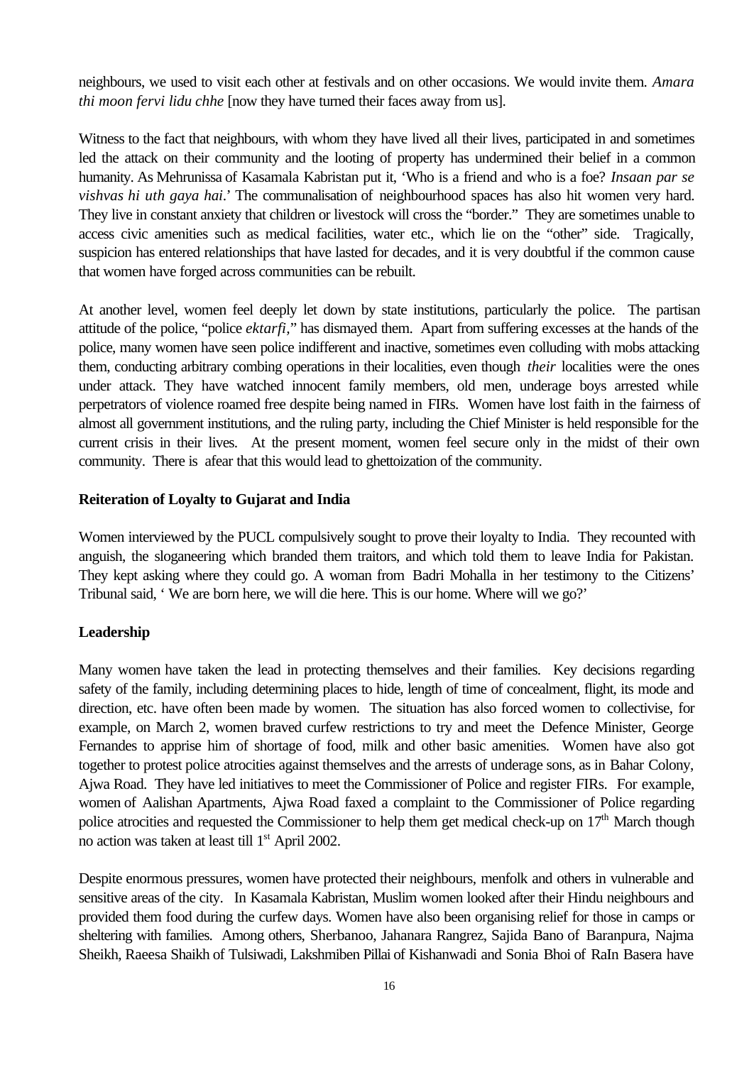neighbours, we used to visit each other at festivals and on other occasions. We would invite them. *Amara thi moon fervi lidu chhe* [now they have turned their faces away from us].

Witness to the fact that neighbours, with whom they have lived all their lives, participated in and sometimes led the attack on their community and the looting of property has undermined their belief in a common humanity. As Mehrunissa of Kasamala Kabristan put it, 'Who is a friend and who is a foe? *Insaan par se vishvas hi uth gaya hai*.' The communalisation of neighbourhood spaces has also hit women very hard. They live in constant anxiety that children or livestock will cross the "border." They are sometimes unable to access civic amenities such as medical facilities, water etc., which lie on the "other" side. Tragically, suspicion has entered relationships that have lasted for decades, and it is very doubtful if the common cause that women have forged across communities can be rebuilt.

At another level, women feel deeply let down by state institutions, particularly the police. The partisan attitude of the police, "police *ektarfi*," has dismayed them. Apart from suffering excesses at the hands of the police, many women have seen police indifferent and inactive, sometimes even colluding with mobs attacking them, conducting arbitrary combing operations in their localities, even though *their* localities were the ones under attack. They have watched innocent family members, old men, underage boys arrested while perpetrators of violence roamed free despite being named in FIRs. Women have lost faith in the fairness of almost all government institutions, and the ruling party, including the Chief Minister is held responsible for the current crisis in their lives. At the present moment, women feel secure only in the midst of their own community. There is afear that this would lead to ghettoization of the community.

**Reiteration of Loyalty to Gujarat and India**

Women interviewed by the PUCL compulsively sought to prove their loyalty to India. They recounted with anguish, the sloganeering which branded them traitors, and which told them to leave India for Pakistan. They kept asking where they could go. A woman from Badri Mohalla in her testimony to the Citizens' Tribunal said, ' We are born here, we will die here. This is our home. Where will we go?'

**Leadership**

Many women have taken the lead in protecting themselves and their families. Key decisions regarding safety of the family, including determining places to hide, length of time of concealment, flight, its mode and direction, etc. have often been made by women. The situation has also forced women to collectivise, for example, on March 2, women braved curfew restrictions to try and meet the Defence Minister, George Fernandes to apprise him of shortage of food, milk and other basic amenities. Women have also got together to protest police atrocities against themselves and the arrests of underage sons, as in Bahar Colony, Ajwa Road. They have led initiatives to meet the Commissioner of Police and register FIRs. For example, women of Aalishan Apartments, Ajwa Road faxed a complaint to the Commissioner of Police regarding police atrocities and requested the Commissioner to help them get medical check-up on 17th March though no action was taken at least till 1st April 2002.

Despite enormous pressures, women have protected their neighbours, menfolk and others in vulnerable and sensitive areas of the city. In Kasamala Kabristan, Muslim women looked after their Hindu neighbours and provided them food during the curfew days. Women have also been organising relief for those in camps or sheltering with families. Among others, Sherbanoo, Jahanara Rangrez, Sajida Bano of Baranpura, Najma Sheikh, Raeesa Shaikh of Tulsiwadi, Lakshmiben Pillai of Kishanwadi and Sonia Bhoi of RaIn Basera have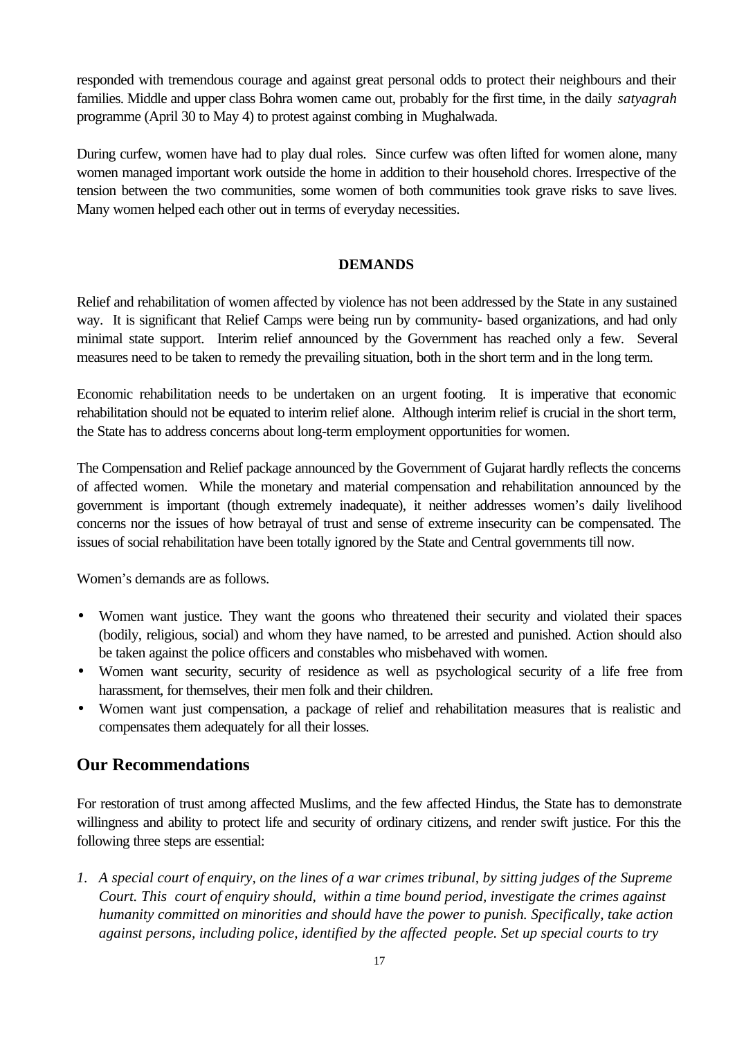responded with tremendous courage and against great personal odds to protect their neighbours and their families. Middle and upper class Bohra women came out, probably for the first time, in the daily *satyagrah* programme (April 30 to May 4) to protest against combing in Mughalwada.

During curfew, women have had to play dual roles. Since curfew was often lifted for women alone, many women managed important work outside the home in addition to their household chores. Irrespective of the tension between the two communities, some women of both communities took grave risks to save lives. Many women helped each other out in terms of everyday necessities.

**DEMANDS**

Relief and rehabilitation of women affected by violence has not been addressed by the State in any sustained way. It is significant that Relief Camps were being run by community- based organizations, and had only minimal state support. Interim relief announced by the Government has reached only a few. Several measures need to be taken to remedy the prevailing situation, both in the short term and in the long term.

Economic rehabilitation needs to be undertaken on an urgent footing. It is imperative that economic rehabilitation should not be equated to interim relief alone. Although interim relief is crucial in the short term, the State has to address concerns about long-term employment opportunities for women.

The Compensation and Relief package announced by the Government of Gujarat hardly reflects the concerns of affected women. While the monetary and material compensation and rehabilitation announced by the government is important (though extremely inadequate), it neither addresses women's daily livelihood concerns nor the issues of how betrayal of trust and sense of extreme insecurity can be compensated. The issues of social rehabilitation have been totally ignored by the State and Central governments till now.

Women's demands are as follows.

- Women want justice. They want the goons who threatened their security and violated their spaces (bodily, religious, social) and whom they have named, to be arrested and punished. Action should also be taken against the police officers and constables who misbehaved with women.
- Women want security, security of residence as well as psychological security of a life free from harassment, for themselves, their men folk and their children.
- Women want just compensation, a package of relief and rehabilitation measures that is realistic and compensates them adequately for all their losses.

## Our Recommendations

For restoration of trust among affected Muslims, and the few affected Hindus, the State has to demonstrate willingness and ability to protect life and security of ordinary citizens, and render swift justice. For this the following three steps are essential:

1. *A special court of enquiry, on the lines of a war crimes tribunal, by sitting judges of the Supreme Court. This court of enquiry should, within a time bound period, investigate the crimes against humanity committed on minorities and should have the power to punish. Specifically, take action against persons, including police, identified by the affected people. Set up special courts to try*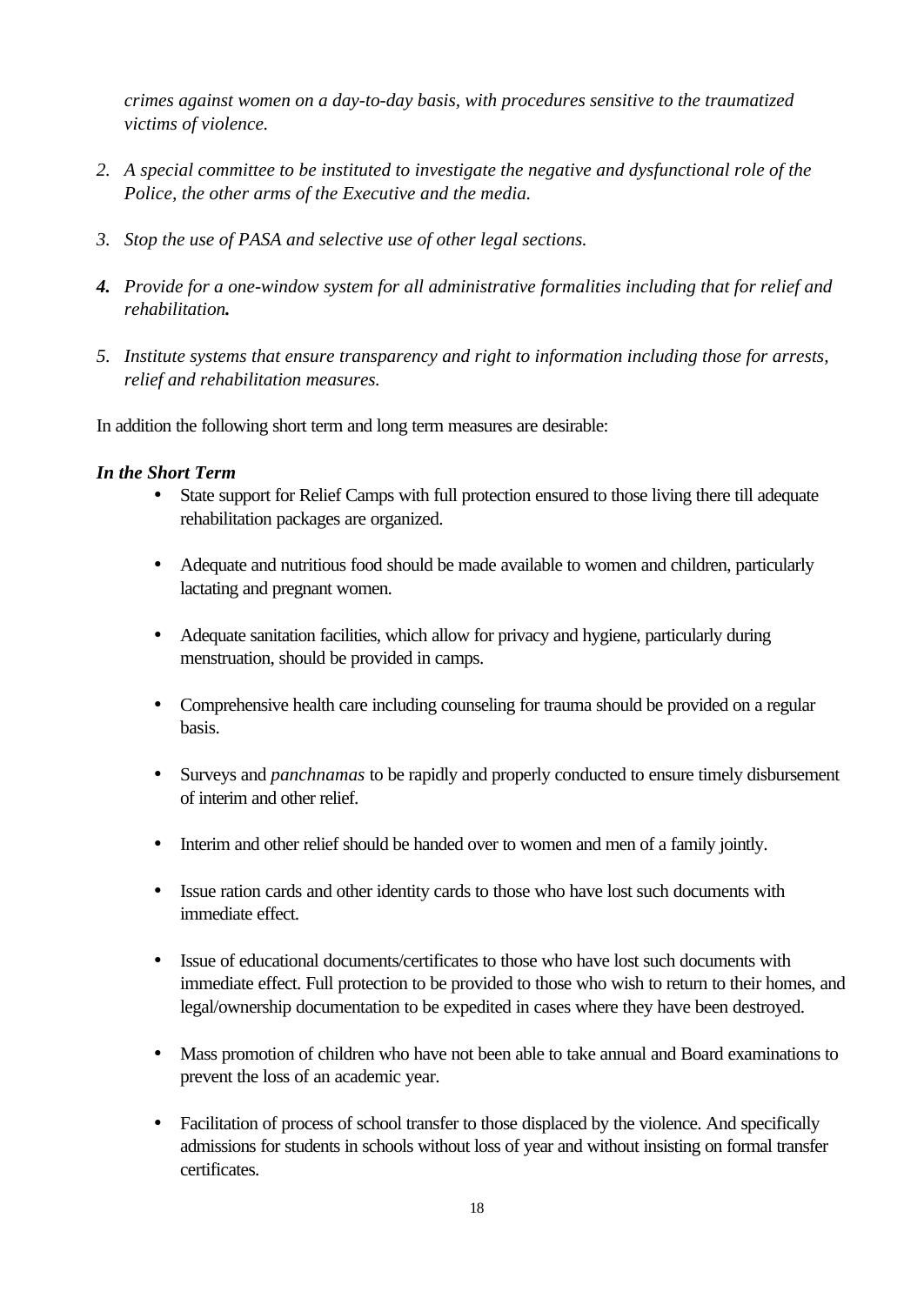*crimes against women on a day-to-day basis, with procedures sensitive to the traumatized victims of violence.*

2. *A special committee to be instituted to investigate the negative and dysfunctional role of the Police, the other arms of the Executive and the media.*

3. *Stop the use of PASA and selective use of other legal sections.*

4. *Provide for a one-window system for all administrative formalities including that for relief and rehabilitation.*

5. *Institute systems that ensure transparency and right to information including those for arrests, relief and rehabilitation measures.*

In addition the following short term and long term measures are desirable:

***In the Short Term***

- State support for Relief Camps with full protection ensured to those living there till adequate rehabilitation packages are organized.

- Adequate and nutritious food should be made available to women and children, particularly lactating and pregnant women.

- Adequate sanitation facilities, which allow for privacy and hygiene, particularly during menstruation, should be provided in camps.

- Comprehensive health care including counseling for trauma should be provided on a regular basis.

- Surveys and *panchnamas* to be rapidly and properly conducted to ensure timely disbursement of interim and other relief.

- Interim and other relief should be handed over to women and men of a family jointly.

- Issue ration cards and other identity cards to those who have lost such documents with immediate effect.

- Issue of educational documents/certificates to those who have lost such documents with immediate effect. Full protection to be provided to those who wish to return to their homes, and legal/ownership documentation to be expedited in cases where they have been destroyed.

- Mass promotion of children who have not been able to take annual and Board examinations to prevent the loss of an academic year.

- Facilitation of process of school transfer to those displaced by the violence. And specifically admissions for students in schools without loss of year and without insisting on formal transfer certificates.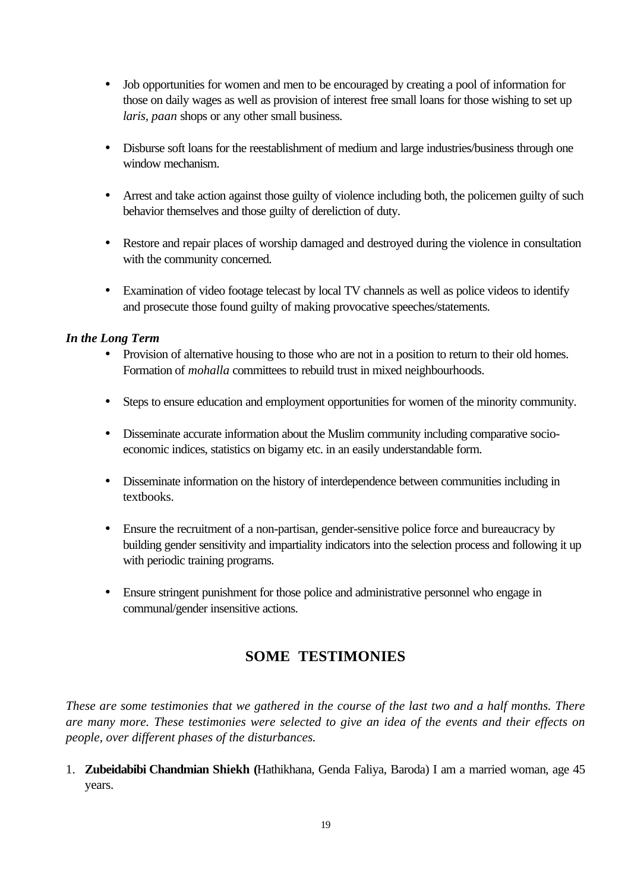- Job opportunities for women and men to be encouraged by creating a pool of information for those on daily wages as well as provision of interest free small loans for those wishing to set up *laris, paan* shops or any other small business.

- Disburse soft loans for the reestablishment of medium and large industries/business through one window mechanism.

- Arrest and take action against those guilty of violence including both, the policemen guilty of such behavior themselves and those guilty of dereliction of duty.

- Restore and repair places of worship damaged and destroyed during the violence in consultation with the community concerned.

- Examination of video footage telecast by local TV channels as well as police videos to identify and prosecute those found guilty of making provocative speeches/statements.

***In the Long Term***

- Provision of alternative housing to those who are not in a position to return to their old homes. Formation of *mohalla* committees to rebuild trust in mixed neighbourhoods.

- Steps to ensure education and employment opportunities for women of the minority community.

- Disseminate accurate information about the Muslim community including comparative socio-economic indices, statistics on bigamy etc. in an easily understandable form.

- Disseminate information on the history of interdependence between communities including in textbooks.

- Ensure the recruitment of a non-partisan, gender-sensitive police force and bureaucracy by building gender sensitivity and impartiality indicators into the selection process and following it up with periodic training programs.

- Ensure stringent punishment for those police and administrative personnel who engage in communal/gender insensitive actions.

## SOME TESTIMONIES

*These are some testimonies that we gathered in the course of the last two and a half months. There are many more. These testimonies were selected to give an idea of the events and their effects on people, over different phases of the disturbances.*

1. **Zubeidabibi Chandmian Shiekh (**Hathikhana, Genda Faliya, Baroda) I am a married woman, age 45 years.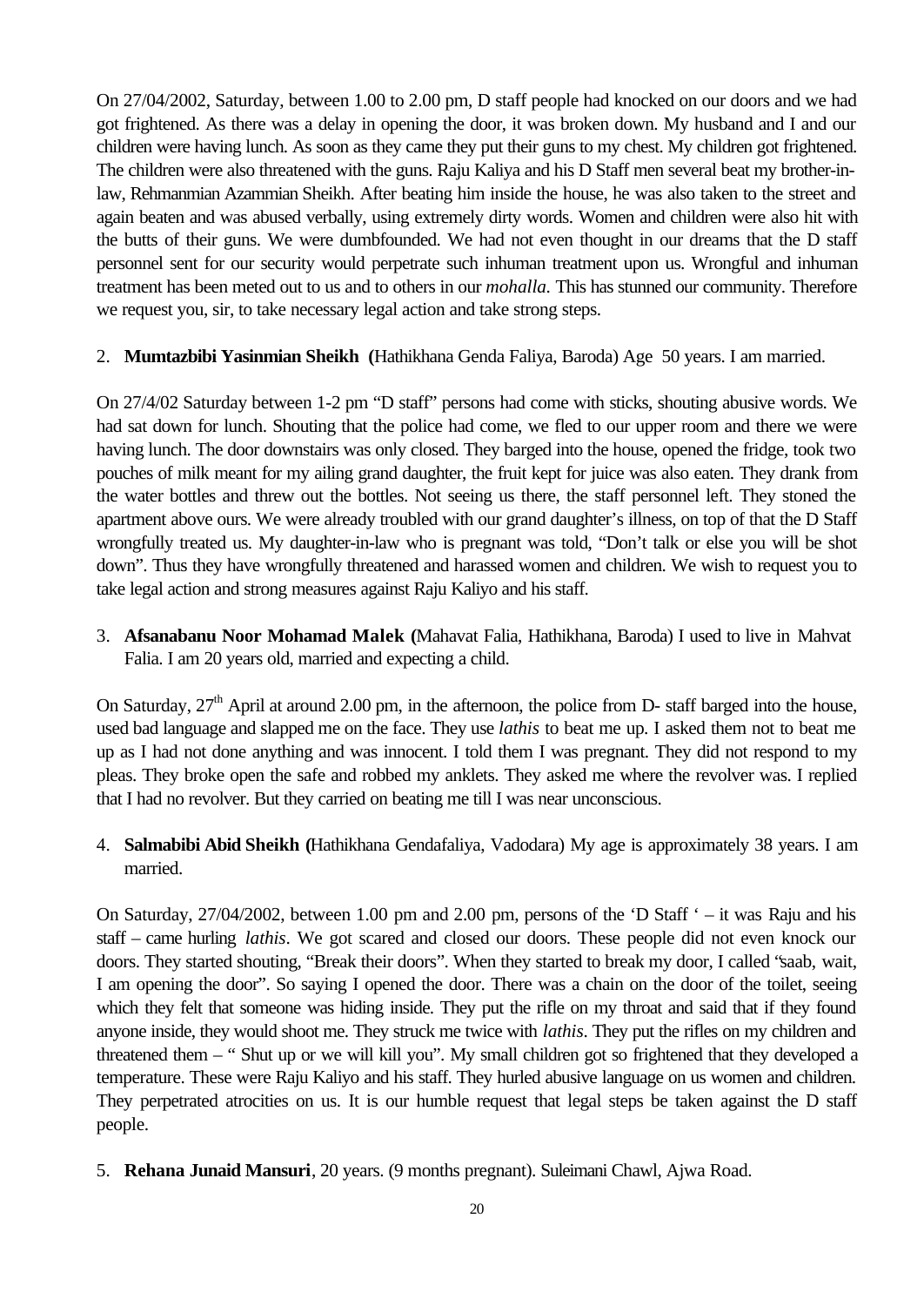On 27/04/2002, Saturday, between 1.00 to 2.00 pm, D staff people had knocked on our doors and we had got frightened. As there was a delay in opening the door, it was broken down. My husband and I and our children were having lunch. As soon as they came they put their guns to my chest. My children got frightened. The children were also threatened with the guns. Raju Kaliya and his D Staff men several beat my brother-in-law, Rehmanmian Azammian Sheikh. After beating him inside the house, he was also taken to the street and again beaten and was abused verbally, using extremely dirty words. Women and children were also hit with the butts of their guns. We were dumbfounded. We had not even thought in our dreams that the D staff personnel sent for our security would perpetrate such inhuman treatment upon us. Wrongful and inhuman treatment has been meted out to us and to others in our *mohalla*. This has stunned our community. Therefore we request you, sir, to take necessary legal action and take strong steps.

2. **Mumtazbibi Yasinmian Sheikh (**Hathikhana Genda Faliya, Baroda) Age 50 years. I am married.

On 27/4/02 Saturday between 1-2 pm "D staff" persons had come with sticks, shouting abusive words. We had sat down for lunch. Shouting that the police had come, we fled to our upper room and there we were having lunch. The door downstairs was only closed. They barged into the house, opened the fridge, took two pouches of milk meant for my ailing grand daughter, the fruit kept for juice was also eaten. They drank from the water bottles and threw out the bottles. Not seeing us there, the staff personnel left. They stoned the apartment above ours. We were already troubled with our grand daughter's illness, on top of that the D Staff wrongfully treated us. My daughter-in-law who is pregnant was told, "Don't talk or else you will be shot down". Thus they have wrongfully threatened and harassed women and children. We wish to request you to take legal action and strong measures against Raju Kaliyo and his staff.

3. **Afsanabanu Noor Mohamad Malek (**Mahavat Falia, Hathikhana, Baroda) I used to live in Mahvat Falia. I am 20 years old, married and expecting a child.

On Saturday, 27th April at around 2.00 pm, in the afternoon, the police from D- staff barged into the house, used bad language and slapped me on the face. They use *lathis* to beat me up. I asked them not to beat me up as I had not done anything and was innocent. I told them I was pregnant. They did not respond to my pleas. They broke open the safe and robbed my anklets. They asked me where the revolver was. I replied that I had no revolver. But they carried on beating me till I was near unconscious.

4. **Salmabibi Abid Sheikh (**Hathikhana Gendafaliya, Vadodara) My age is approximately 38 years. I am married.

On Saturday, 27/04/2002, between 1.00 pm and 2.00 pm, persons of the 'D Staff ' – it was Raju and his staff – came hurling *lathis*. We got scared and closed our doors. These people did not even knock our doors. They started shouting, "Break their doors". When they started to break my door, I called "saab, wait, I am opening the door". So saying I opened the door. There was a chain on the door of the toilet, seeing which they felt that someone was hiding inside. They put the rifle on my throat and said that if they found anyone inside, they would shoot me. They struck me twice with *lathis*. They put the rifles on my children and threatened them – " Shut up or we will kill you". My small children got so frightened that they developed a temperature. These were Raju Kaliyo and his staff. They hurled abusive language on us women and children. They perpetrated atrocities on us. It is our humble request that legal steps be taken against the D staff people.

5. **Rehana Junaid Mansuri**, 20 years. (9 months pregnant). Suleimani Chawl, Ajwa Road.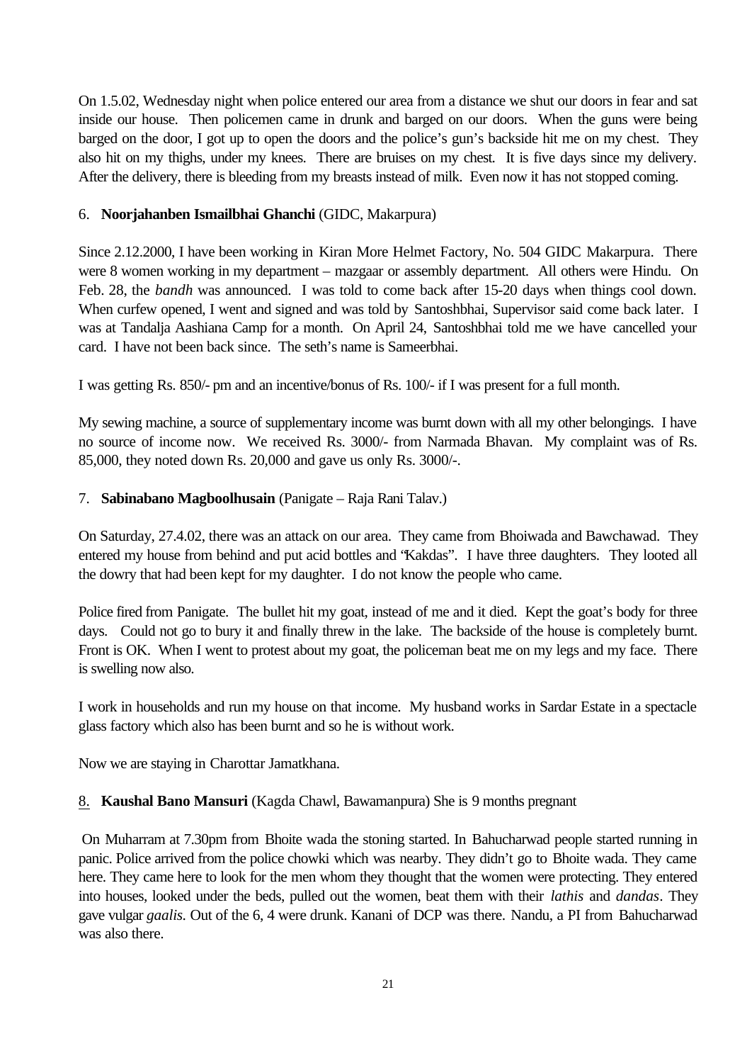On 1.5.02, Wednesday night when police entered our area from a distance we shut our doors in fear and sat inside our house. Then policemen came in drunk and barged on our doors. When the guns were being barged on the door, I got up to open the doors and the police's gun's backside hit me on my chest. They also hit on my thighs, under my knees. There are bruises on my chest. It is five days since my delivery. After the delivery, there is bleeding from my breasts instead of milk. Even now it has not stopped coming.

6. **Noorjahanben Ismailbhai Ghanchi** (GIDC, Makarpura)

Since 2.12.2000, I have been working in Kiran More Helmet Factory, No. 504 GIDC Makarpura. There were 8 women working in my department – mazgaar or assembly department. All others were Hindu. On Feb. 28, the *bandh* was announced. I was told to come back after 15-20 days when things cool down. When curfew opened, I went and signed and was told by Santoshbhai, Supervisor said come back later. I was at Tandalja Aashiana Camp for a month. On April 24, Santoshbhai told me we have cancelled your card. I have not been back since. The seth's name is Sameerbhai.

I was getting Rs. 850/- pm and an incentive/bonus of Rs. 100/- if I was present for a full month.

My sewing machine, a source of supplementary income was burnt down with all my other belongings. I have no source of income now. We received Rs. 3000/- from Narmada Bhavan. My complaint was of Rs. 85,000, they noted down Rs. 20,000 and gave us only Rs. 3000/-.

7. **Sabinabano Magboolhusain** (Panigate – Raja Rani Talav.)

On Saturday, 27.4.02, there was an attack on our area. They came from Bhoiwada and Bawchawad. They entered my house from behind and put acid bottles and "Kakdas". I have three daughters. They looted all the dowry that had been kept for my daughter. I do not know the people who came.

Police fired from Panigate. The bullet hit my goat, instead of me and it died. Kept the goat's body for three days. Could not go to bury it and finally threw in the lake. The backside of the house is completely burnt. Front is OK. When I went to protest about my goat, the policeman beat me on my legs and my face. There is swelling now also.

I work in households and run my house on that income. My husband works in Sardar Estate in a spectacle glass factory which also has been burnt and so he is without work.

Now we are staying in Charottar Jamatkhana.

8. **Kaushal Bano Mansuri** (Kagda Chawl, Bawamanpura) She is 9 months pregnant

On Muharram at 7.30pm from Bhoite wada the stoning started. In Bahucharwad people started running in panic. Police arrived from the police chowki which was nearby. They didn't go to Bhoite wada. They came here. They came here to look for the men whom they thought that the women were protecting. They entered into houses, looked under the beds, pulled out the women, beat them with their *lathis* and *dandas*. They gave vulgar *gaalis*. Out of the 6, 4 were drunk. Kanani of DCP was there. Nandu, a PI from Bahucharwad was also there.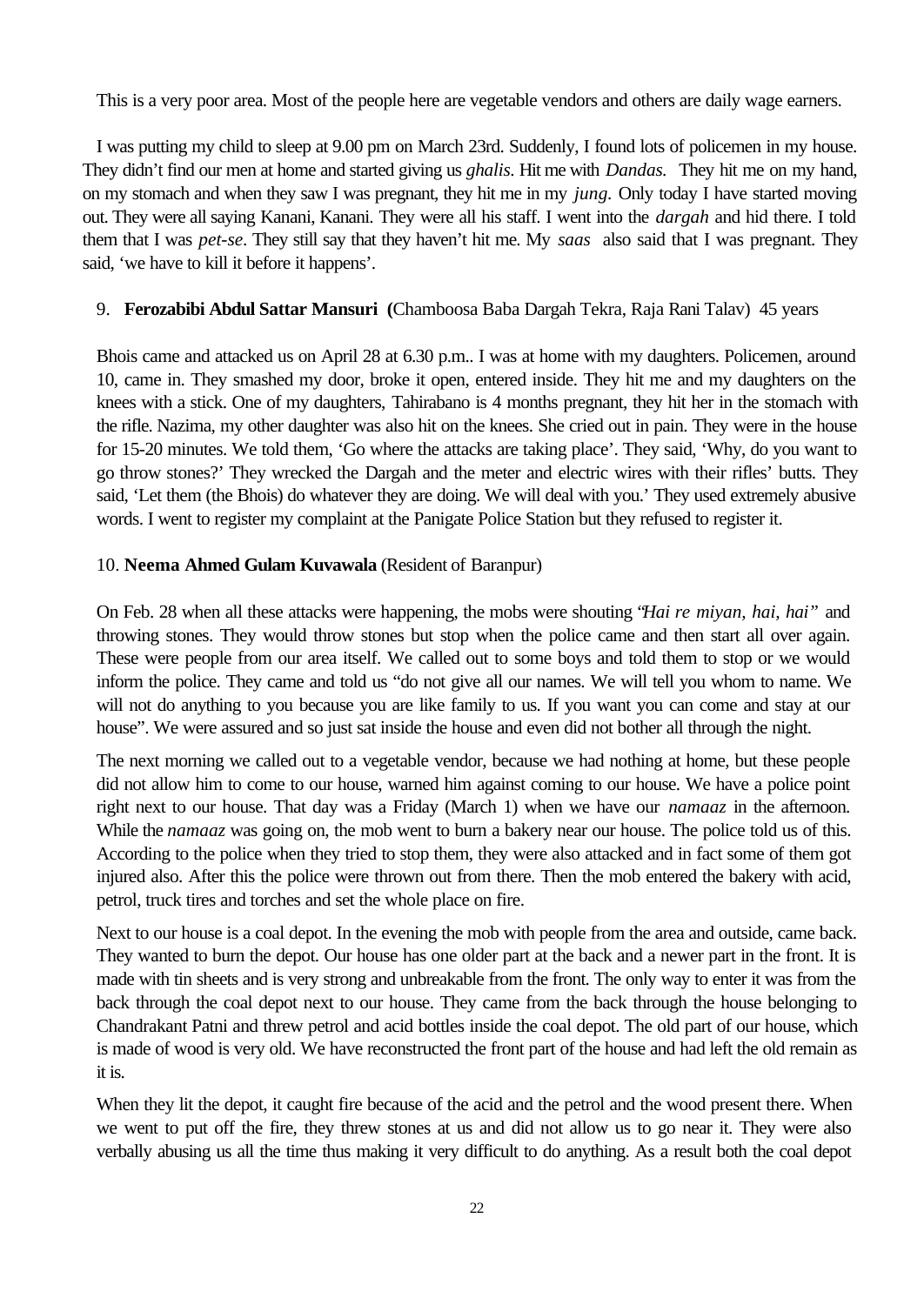This is a very poor area. Most of the people here are vegetable vendors and others are daily wage earners.

I was putting my child to sleep at 9.00 pm on March 23rd. Suddenly, I found lots of policemen in my house. They didn't find our men at home and started giving us *ghalis*. Hit me with *Dandas*. They hit me on my hand, on my stomach and when they saw I was pregnant, they hit me in my *jung*. Only today I have started moving out. They were all saying Kanani, Kanani. They were all his staff. I went into the *dargah* and hid there. I told them that I was *pet-se*. They still say that they haven't hit me. My *saas* also said that I was pregnant. They said, 'we have to kill it before it happens'.

9. **Ferozabibi Abdul Sattar Mansuri (**Chamboosa Baba Dargah Tekra, Raja Rani Talav) 45 years

Bhois came and attacked us on April 28 at 6.30 p.m.. I was at home with my daughters. Policemen, around 10, came in. They smashed my door, broke it open, entered inside. They hit me and my daughters on the knees with a stick. One of my daughters, Tahirabano is 4 months pregnant, they hit her in the stomach with the rifle. Nazima, my other daughter was also hit on the knees. She cried out in pain. They were in the house for 15-20 minutes. We told them, 'Go where the attacks are taking place'. They said, 'Why, do you want to go throw stones?' They wrecked the Dargah and the meter and electric wires with their rifles' butts. They said, 'Let them (the Bhois) do whatever they are doing. We will deal with you.' They used extremely abusive words. I went to register my complaint at the Panigate Police Station but they refused to register it.

10. **Neema Ahmed Gulam Kuvawala** (Resident of Baranpur)

On Feb. 28 when all these attacks were happening, the mobs were shouting "*Hai re miyan, hai, hai*" and throwing stones. They would throw stones but stop when the police came and then start all over again. These were people from our area itself. We called out to some boys and told them to stop or we would inform the police. They came and told us "do not give all our names. We will tell you whom to name. We will not do anything to you because you are like family to us. If you want you can come and stay at our house". We were assured and so just sat inside the house and even did not bother all through the night.

The next morning we called out to a vegetable vendor, because we had nothing at home, but these people did not allow him to come to our house, warned him against coming to our house. We have a police point right next to our house. That day was a Friday (March 1) when we have our *namaaz* in the afternoon. While the *namaaz* was going on, the mob went to burn a bakery near our house. The police told us of this. According to the police when they tried to stop them, they were also attacked and in fact some of them got injured also. After this the police were thrown out from there. Then the mob entered the bakery with acid, petrol, truck tires and torches and set the whole place on fire.

Next to our house is a coal depot. In the evening the mob with people from the area and outside, came back. They wanted to burn the depot. Our house has one older part at the back and a newer part in the front. It is made with tin sheets and is very strong and unbreakable from the front. The only way to enter it was from the back through the coal depot next to our house. They came from the back through the house belonging to Chandrakant Patni and threw petrol and acid bottles inside the coal depot. The old part of our house, which is made of wood is very old. We have reconstructed the front part of the house and had left the old remain as it is.

When they lit the depot, it caught fire because of the acid and the petrol and the wood present there. When we went to put off the fire, they threw stones at us and did not allow us to go near it. They were also verbally abusing us all the time thus making it very difficult to do anything. As a result both the coal depot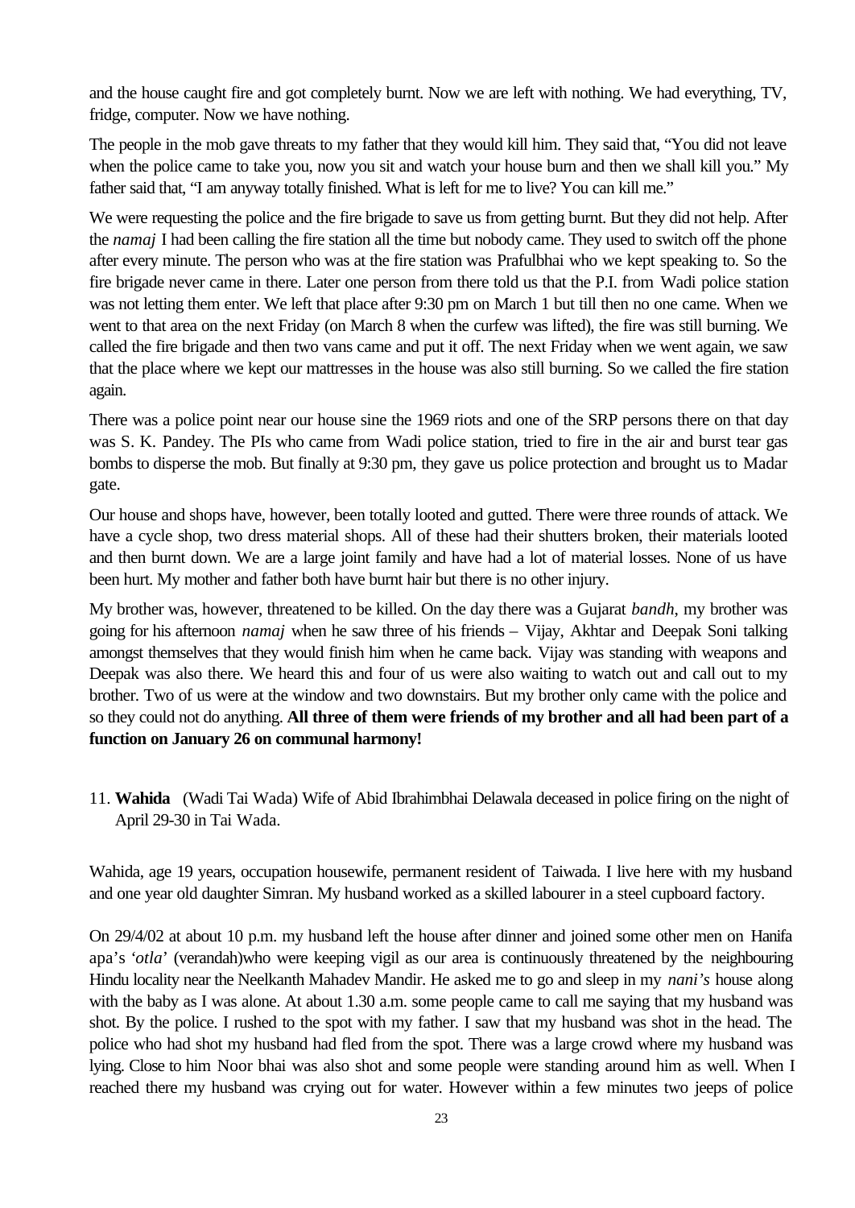and the house caught fire and got completely burnt. Now we are left with nothing. We had everything, TV, fridge, computer. Now we have nothing.

The people in the mob gave threats to my father that they would kill him. They said that, "You did not leave when the police came to take you, now you sit and watch your house burn and then we shall kill you." My father said that, "I am anyway totally finished. What is left for me to live? You can kill me."

We were requesting the police and the fire brigade to save us from getting burnt. But they did not help. After the *namaj* I had been calling the fire station all the time but nobody came. They used to switch off the phone after every minute. The person who was at the fire station was Prafulbhai who we kept speaking to. So the fire brigade never came in there. Later one person from there told us that the P.I. from Wadi police station was not letting them enter. We left that place after 9:30 pm on March 1 but till then no one came. When we went to that area on the next Friday (on March 8 when the curfew was lifted), the fire was still burning. We called the fire brigade and then two vans came and put it off. The next Friday when we went again, we saw that the place where we kept our mattresses in the house was also still burning. So we called the fire station again.

There was a police point near our house sine the 1969 riots and one of the SRP persons there on that day was S. K. Pandey. The PIs who came from Wadi police station, tried to fire in the air and burst tear gas bombs to disperse the mob. But finally at 9:30 pm, they gave us police protection and brought us to Madar gate.

Our house and shops have, however, been totally looted and gutted. There were three rounds of attack. We have a cycle shop, two dress material shops. All of these had their shutters broken, their materials looted and then burnt down. We are a large joint family and have had a lot of material losses. None of us have been hurt. My mother and father both have burnt hair but there is no other injury.

My brother was, however, threatened to be killed. On the day there was a Gujarat *bandh*, my brother was going for his afternoon *namaj* when he saw three of his friends – Vijay, Akhtar and Deepak Soni talking amongst themselves that they would finish him when he came back. Vijay was standing with weapons and Deepak was also there. We heard this and four of us were also waiting to watch out and call out to my brother. Two of us were at the window and two downstairs. But my brother only came with the police and so they could not do anything. **All three of them were friends of my brother and all had been part of a function on January 26 on communal harmony!**

11. **Wahida** (Wadi Tai Wada) Wife of Abid Ibrahimbhai Delawala deceased in police firing on the night of April 29-30 in Tai Wada.

Wahida, age 19 years, occupation housewife, permanent resident of Taiwada. I live here with my husband and one year old daughter Simran. My husband worked as a skilled labourer in a steel cupboard factory.

On 29/4/02 at about 10 p.m. my husband left the house after dinner and joined some other men on Hanifa apa's '*otla*' (verandah)who were keeping vigil as our area is continuously threatened by the neighbouring Hindu locality near the Neelkanth Mahadev Mandir. He asked me to go and sleep in my *nani's* house along with the baby as I was alone. At about 1.30 a.m. some people came to call me saying that my husband was shot. By the police. I rushed to the spot with my father. I saw that my husband was shot in the head. The police who had shot my husband had fled from the spot. There was a large crowd where my husband was lying. Close to him Noor bhai was also shot and some people were standing around him as well. When I reached there my husband was crying out for water. However within a few minutes two jeeps of police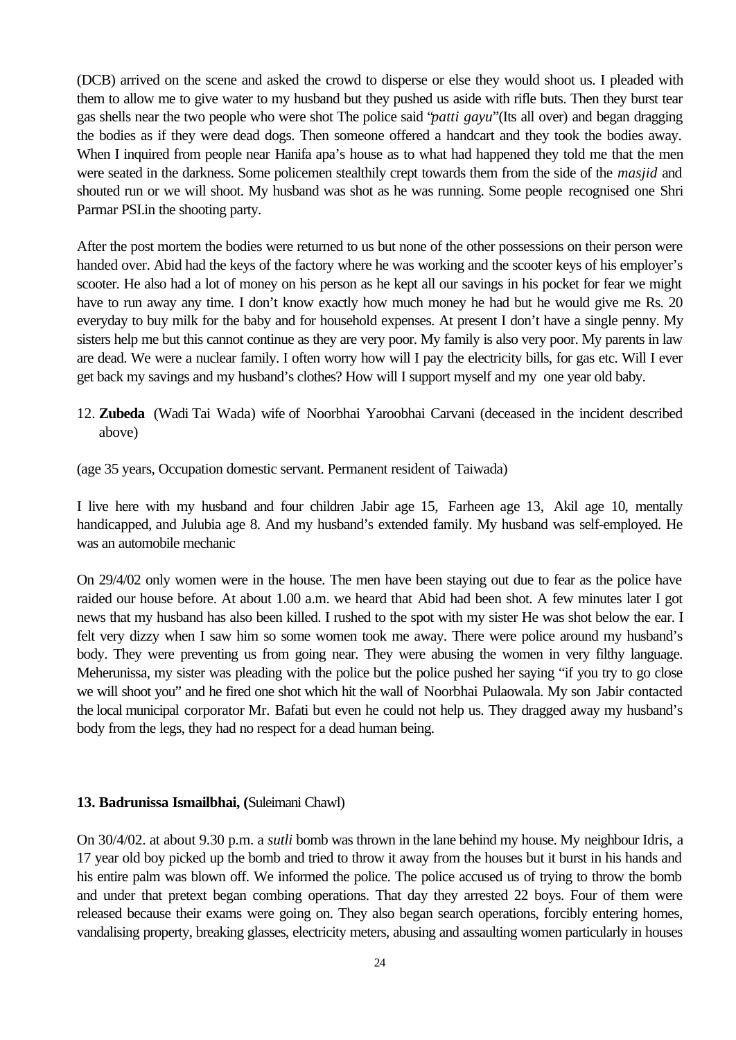(DCB) arrived on the scene and asked the crowd to disperse or else they would shoot us. I pleaded with them to allow me to give water to my husband but they pushed us aside with rifle buts. Then they burst tear gas shells near the two people who were shot The police said "*patti gayu*"(Its all over) and began dragging the bodies as if they were dead dogs. Then someone offered a handcart and they took the bodies away. When I inquired from people near Hanifa apa's house as to what had happened they told me that the men were seated in the darkness. Some policemen stealthily crept towards them from the side of the *masjid* and shouted run or we will shoot. My husband was shot as he was running. Some people recognised one Shri Parmar PSI.in the shooting party.

After the post mortem the bodies were returned to us but none of the other possessions on their person were handed over. Abid had the keys of the factory where he was working and the scooter keys of his employer's scooter. He also had a lot of money on his person as he kept all our savings in his pocket for fear we might have to run away any time. I don't know exactly how much money he had but he would give me Rs. 20 everyday to buy milk for the baby and for household expenses. At present I don't have a single penny. My sisters help me but this cannot continue as they are very poor. My family is also very poor. My parents in law are dead. We were a nuclear family. I often worry how will I pay the electricity bills, for gas etc. Will I ever get back my savings and my husband's clothes? How will I support myself and my one year old baby.

12. **Zubeda** (Wadi Tai Wada) wife of Noorbhai Yaroobhai Carvani (deceased in the incident described above)

(age 35 years, Occupation domestic servant. Permanent resident of Taiwada)

I live here with my husband and four children Jabir age 15, Farheen age 13, Akil age 10, mentally handicapped, and Julubia age 8. And my husband's extended family. My husband was self-employed. He was an automobile mechanic

On 29/4/02 only women were in the house. The men have been staying out due to fear as the police have raided our house before. At about 1.00 a.m. we heard that Abid had been shot. A few minutes later I got news that my husband has also been killed. I rushed to the spot with my sister He was shot below the ear. I felt very dizzy when I saw him so some women took me away. There were police around my husband's body. They were preventing us from going near. They were abusing the women in very filthy language. Meherunissa, my sister was pleading with the police but the police pushed her saying "if you try to go close we will shoot you" and he fired one shot which hit the wall of Noorbhai Pulaowala. My son Jabir contacted the local municipal corporator Mr. Bafati but even he could not help us. They dragged away my husband's body from the legs, they had no respect for a dead human being.

**13. Badrunissa Ismailbhai, (**Suleimani Chawl)

On 30/4/02. at about 9.30 p.m. a *sutli* bomb was thrown in the lane behind my house. My neighbour Idris, a 17 year old boy picked up the bomb and tried to throw it away from the houses but it burst in his hands and his entire palm was blown off. We informed the police. The police accused us of trying to throw the bomb and under that pretext began combing operations. That day they arrested 22 boys. Four of them were released because their exams were going on. They also began search operations, forcibly entering homes, vandalising property, breaking glasses, electricity meters, abusing and assaulting women particularly in houses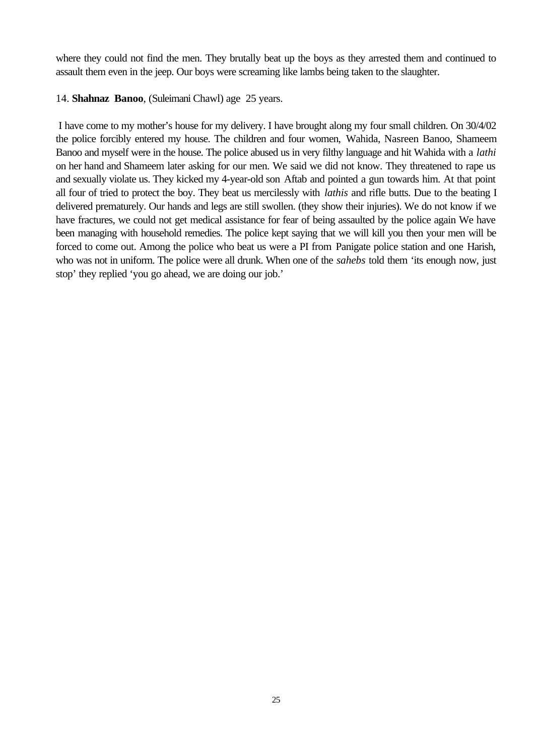where they could not find the men. They brutally beat up the boys as they arrested them and continued to assault them even in the jeep. Our boys were screaming like lambs being taken to the slaughter.

14. **Shahnaz Banoo**, (Suleimani Chawl) age 25 years.

I have come to my mother's house for my delivery. I have brought along my four small children. On 30/4/02 the police forcibly entered my house. The children and four women, Wahida, Nasreen Banoo, Shameem Banoo and myself were in the house. The police abused us in very filthy language and hit Wahida with a *lathi* on her hand and Shameem later asking for our men. We said we did not know. They threatened to rape us and sexually violate us. They kicked my 4-year-old son Aftab and pointed a gun towards him. At that point all four of tried to protect the boy. They beat us mercilessly with *lathis* and rifle butts. Due to the beating I delivered prematurely. Our hands and legs are still swollen. (they show their injuries). We do not know if we have fractures, we could not get medical assistance for fear of being assaulted by the police again We have been managing with household remedies. The police kept saying that we will kill you then your men will be forced to come out. Among the police who beat us were a PI from Panigate police station and one Harish, who was not in uniform. The police were all drunk. When one of the *sahebs* told them 'its enough now, just stop' they replied 'you go ahead, we are doing our job.'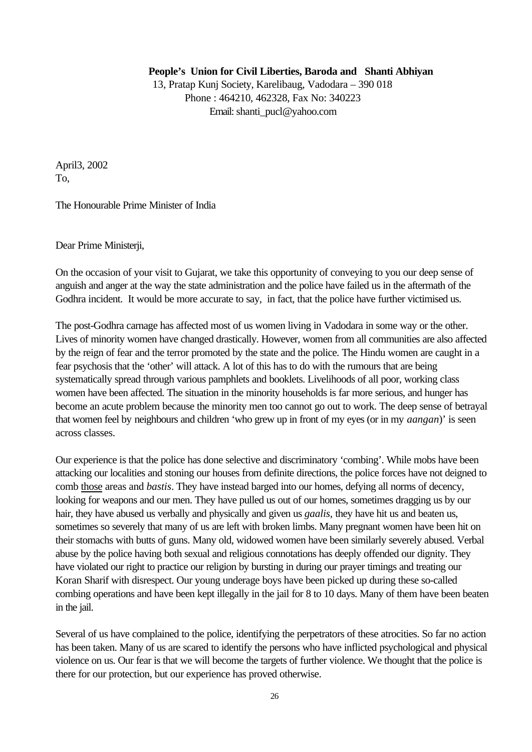**People's Union for Civil Liberties, Baroda and Shanti Abhiyan**
13, Pratap Kunj Society, Karelibaug, Vadodara – 390 018
Phone : 464210, 462328, Fax No: 340223
Email: shanti_pucl@yahoo.com

April3, 2002
To,

The Honourable Prime Minister of India

Dear Prime Ministerji,

On the occasion of your visit to Gujarat, we take this opportunity of conveying to you our deep sense of anguish and anger at the way the state administration and the police have failed us in the aftermath of the Godhra incident. It would be more accurate to say, in fact, that the police have further victimised us.

The post-Godhra carnage has affected most of us women living in Vadodara in some way or the other. Lives of minority women have changed drastically. However, women from all communities are also affected by the reign of fear and the terror promoted by the state and the police. The Hindu women are caught in a fear psychosis that the 'other' will attack. A lot of this has to do with the rumours that are being systematically spread through various pamphlets and booklets. Livelihoods of all poor, working class women have been affected. The situation in the minority households is far more serious, and hunger has become an acute problem because the minority men too cannot go out to work. The deep sense of betrayal that women feel by neighbours and children 'who grew up in front of my eyes (or in my *aangan*)' is seen across classes.

Our experience is that the police has done selective and discriminatory 'combing'. While mobs have been attacking our localities and stoning our houses from definite directions, the police forces have not deigned to comb <u>those</u> areas and *bastis*. They have instead barged into our homes, defying all norms of decency, looking for weapons and our men. They have pulled us out of our homes, sometimes dragging us by our hair, they have abused us verbally and physically and given us *gaalis*, they have hit us and beaten us, sometimes so severely that many of us are left with broken limbs. Many pregnant women have been hit on their stomachs with butts of guns. Many old, widowed women have been similarly severely abused. Verbal abuse by the police having both sexual and religious connotations has deeply offended our dignity. They have violated our right to practice our religion by bursting in during our prayer timings and treating our Koran Sharif with disrespect. Our young underage boys have been picked up during these so-called combing operations and have been kept illegally in the jail for 8 to 10 days. Many of them have been beaten in the jail.

Several of us have complained to the police, identifying the perpetrators of these atrocities. So far no action has been taken. Many of us are scared to identify the persons who have inflicted psychological and physical violence on us. Our fear is that we will become the targets of further violence. We thought that the police is there for our protection, but our experience has proved otherwise.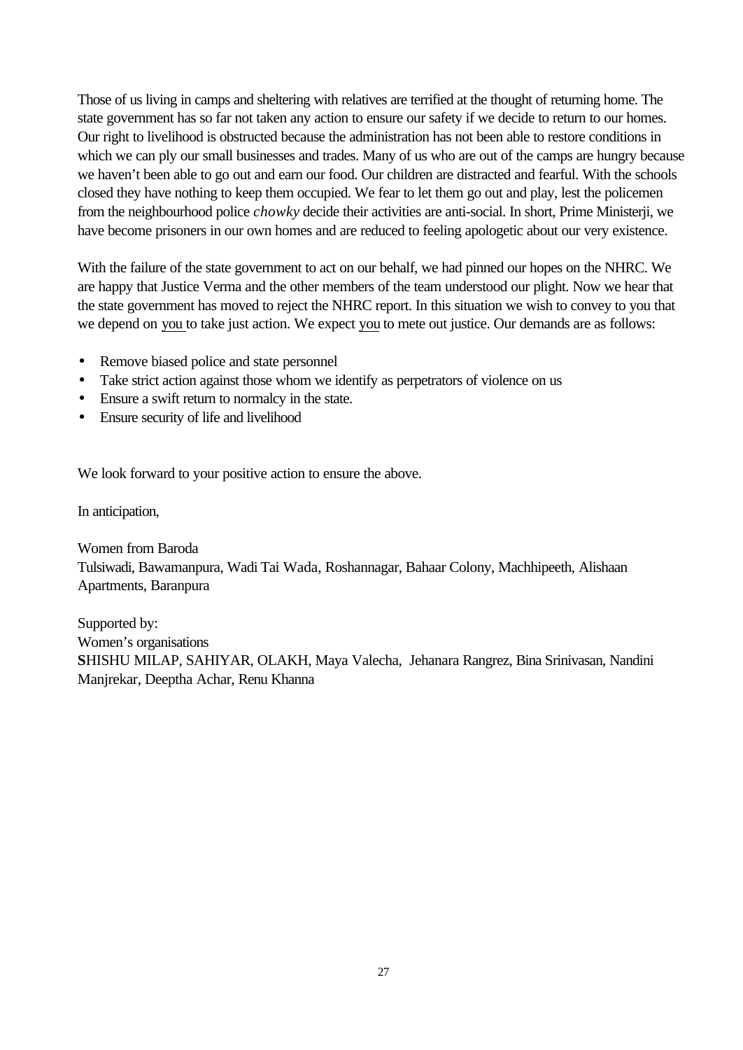Those of us living in camps and sheltering with relatives are terrified at the thought of returning home. The state government has so far not taken any action to ensure our safety if we decide to return to our homes. Our right to livelihood is obstructed because the administration has not been able to restore conditions in which we can ply our small businesses and trades. Many of us who are out of the camps are hungry because we haven't been able to go out and earn our food. Our children are distracted and fearful. With the schools closed they have nothing to keep them occupied. We fear to let them go out and play, lest the policemen from the neighbourhood police *chowky* decide their activities are anti-social. In short, Prime Ministerji, we have become prisoners in our own homes and are reduced to feeling apologetic about our very existence.

With the failure of the state government to act on our behalf, we had pinned our hopes on the NHRC. We are happy that Justice Verma and the other members of the team understood our plight. Now we hear that the state government has moved to reject the NHRC report. In this situation we wish to convey to you that we depend on <u>you</u> to take just action. We expect <u>you</u> to mete out justice. Our demands are as follows:

- Remove biased police and state personnel
- Take strict action against those whom we identify as perpetrators of violence on us
- Ensure a swift return to normalcy in the state.
- Ensure security of life and livelihood

We look forward to your positive action to ensure the above.

In anticipation,

Women from Baroda
Tulsiwadi, Bawamanpura, Wadi Tai Wada, Roshannagar, Bahaar Colony, Machhipeeth, Alishaan Apartments, Baranpura

Supported by:
Women's organisations
**S**HISHU MILAP, SAHIYAR, OLAKH, Maya Valecha, Jehanara Rangrez, Bina Srinivasan, Nandini Manjrekar, Deeptha Achar, Renu Khanna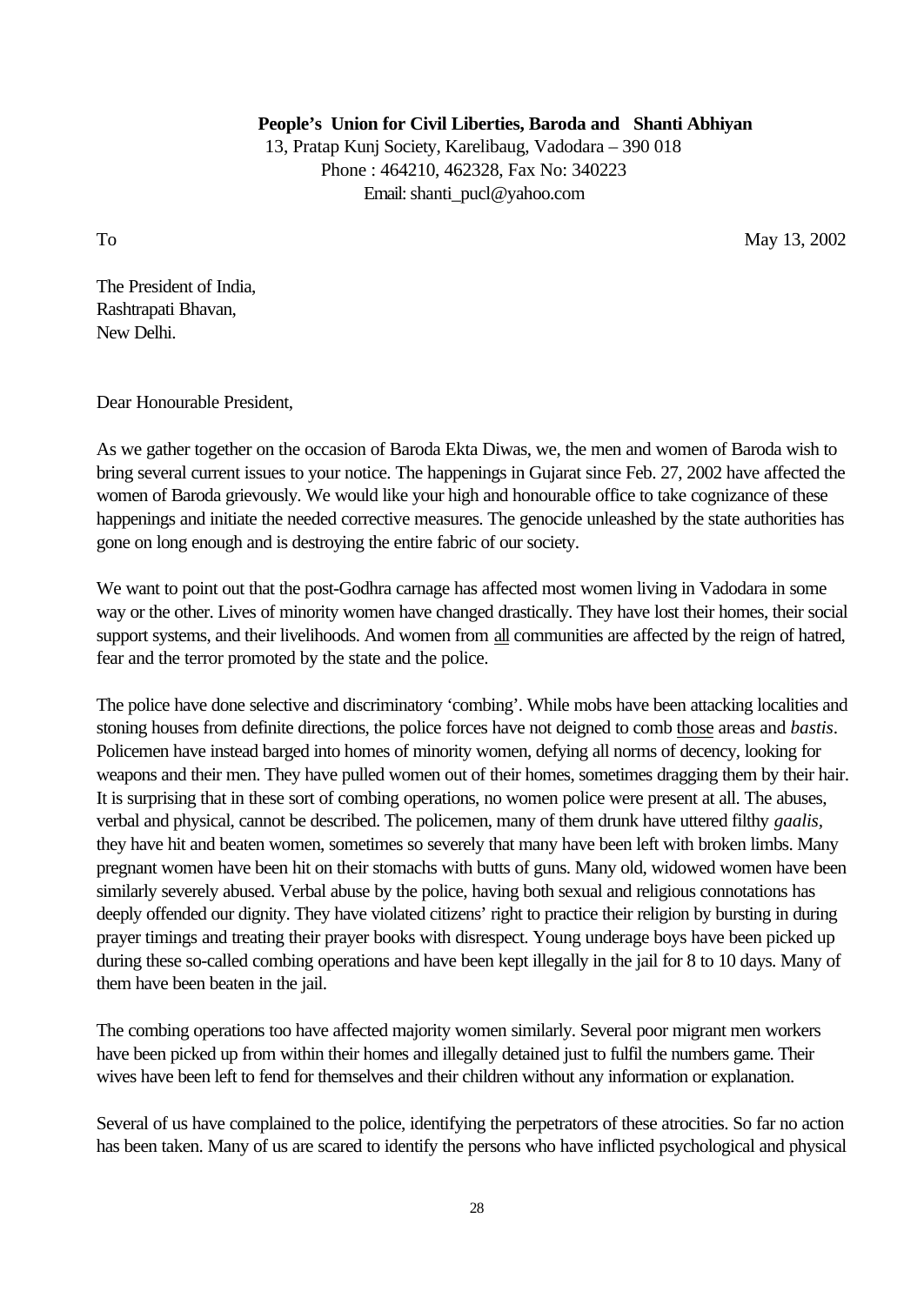**People's Union for Civil Liberties, Baroda and Shanti Abhiyan**
13, Pratap Kunj Society, Karelibaug, Vadodara – 390 018
Phone : 464210, 462328, Fax No: 340223
Email: shanti_pucl@yahoo.com

To

May 13, 2002

The President of India,
Rashtrapati Bhavan,
New Delhi.

Dear Honourable President,

As we gather together on the occasion of Baroda Ekta Diwas, we, the men and women of Baroda wish to bring several current issues to your notice. The happenings in Gujarat since Feb. 27, 2002 have affected the women of Baroda grievously. We would like your high and honourable office to take cognizance of these happenings and initiate the needed corrective measures. The genocide unleashed by the state authorities has gone on long enough and is destroying the entire fabric of our society.

We want to point out that the post-Godhra carnage has affected most women living in Vadodara in some way or the other. Lives of minority women have changed drastically. They have lost their homes, their social support systems, and their livelihoods. And women from <u>all</u> communities are affected by the reign of hatred, fear and the terror promoted by the state and the police.

The police have done selective and discriminatory 'combing'. While mobs have been attacking localities and stoning houses from definite directions, the police forces have not deigned to comb <u>those</u> areas and *bastis*. Policemen have instead barged into homes of minority women, defying all norms of decency, looking for weapons and their men. They have pulled women out of their homes, sometimes dragging them by their hair. It is surprising that in these sort of combing operations, no women police were present at all. The abuses, verbal and physical, cannot be described. The policemen, many of them drunk have uttered filthy *gaalis*, they have hit and beaten women, sometimes so severely that many have been left with broken limbs. Many pregnant women have been hit on their stomachs with butts of guns. Many old, widowed women have been similarly severely abused. Verbal abuse by the police, having both sexual and religious connotations has deeply offended our dignity. They have violated citizens' right to practice their religion by bursting in during prayer timings and treating their prayer books with disrespect. Young underage boys have been picked up during these so-called combing operations and have been kept illegally in the jail for 8 to 10 days. Many of them have been beaten in the jail.

The combing operations too have affected majority women similarly. Several poor migrant men workers have been picked up from within their homes and illegally detained just to fulfil the numbers game. Their wives have been left to fend for themselves and their children without any information or explanation.

Several of us have complained to the police, identifying the perpetrators of these atrocities. So far no action has been taken. Many of us are scared to identify the persons who have inflicted psychological and physical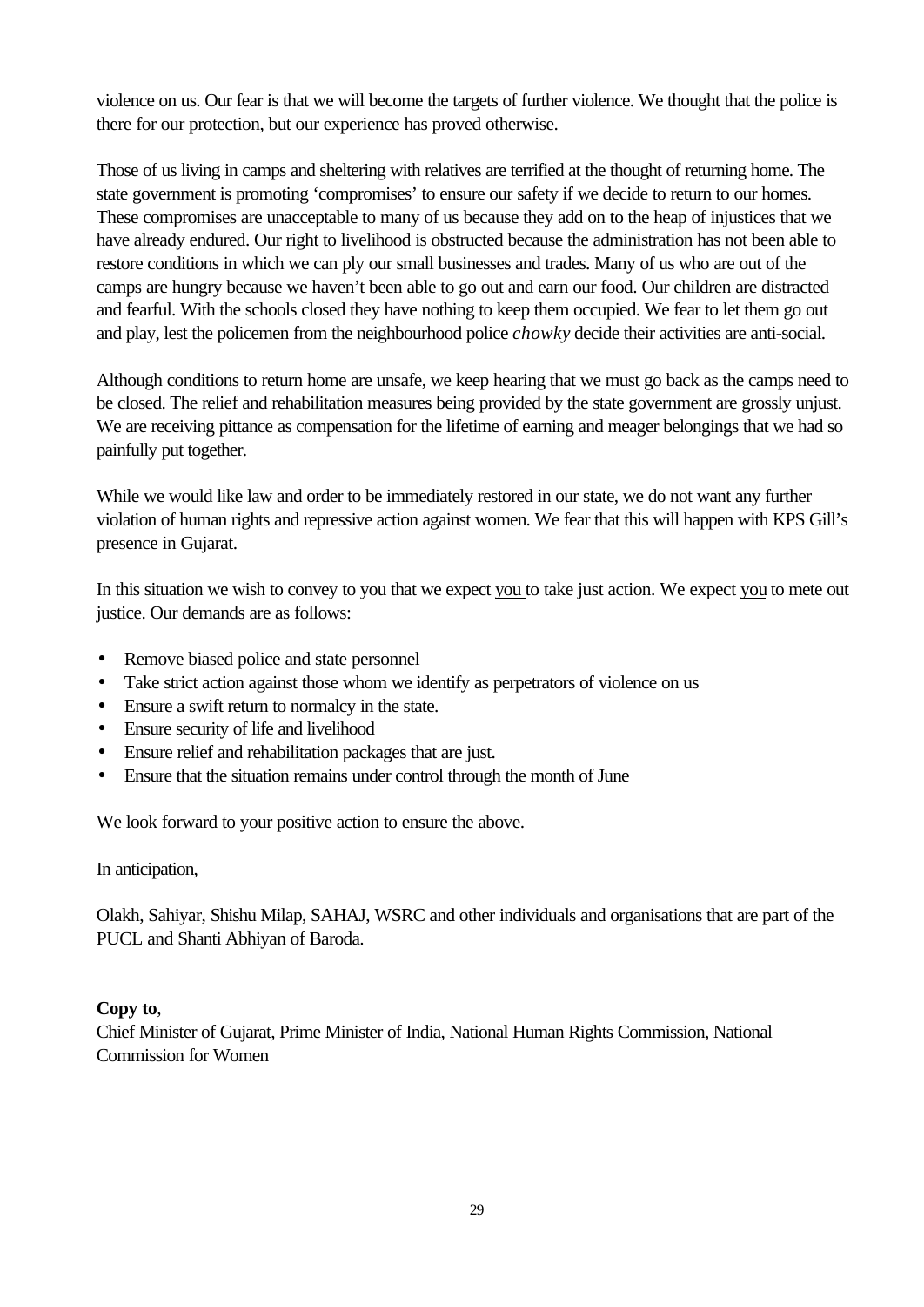violence on us. Our fear is that we will become the targets of further violence. We thought that the police is there for our protection, but our experience has proved otherwise.

Those of us living in camps and sheltering with relatives are terrified at the thought of returning home. The state government is promoting 'compromises' to ensure our safety if we decide to return to our homes. These compromises are unacceptable to many of us because they add on to the heap of injustices that we have already endured. Our right to livelihood is obstructed because the administration has not been able to restore conditions in which we can ply our small businesses and trades. Many of us who are out of the camps are hungry because we haven't been able to go out and earn our food. Our children are distracted and fearful. With the schools closed they have nothing to keep them occupied. We fear to let them go out and play, lest the policemen from the neighbourhood police *chowky* decide their activities are anti-social.

Although conditions to return home are unsafe, we keep hearing that we must go back as the camps need to be closed. The relief and rehabilitation measures being provided by the state government are grossly unjust. We are receiving pittance as compensation for the lifetime of earning and meager belongings that we had so painfully put together.

While we would like law and order to be immediately restored in our state, we do not want any further violation of human rights and repressive action against women. We fear that this will happen with KPS Gill's presence in Gujarat.

In this situation we wish to convey to you that we expect <u>you</u> to take just action. We expect <u>you</u> to mete out justice. Our demands are as follows:

- Remove biased police and state personnel
- Take strict action against those whom we identify as perpetrators of violence on us
- Ensure a swift return to normalcy in the state.
- Ensure security of life and livelihood
- Ensure relief and rehabilitation packages that are just.
- Ensure that the situation remains under control through the month of June

We look forward to your positive action to ensure the above.

In anticipation,

Olakh, Sahiyar, Shishu Milap, SAHAJ, WSRC and other individuals and organisations that are part of the PUCL and Shanti Abhiyan of Baroda.

**Copy to**,
Chief Minister of Gujarat, Prime Minister of India, National Human Rights Commission, National Commission for Women